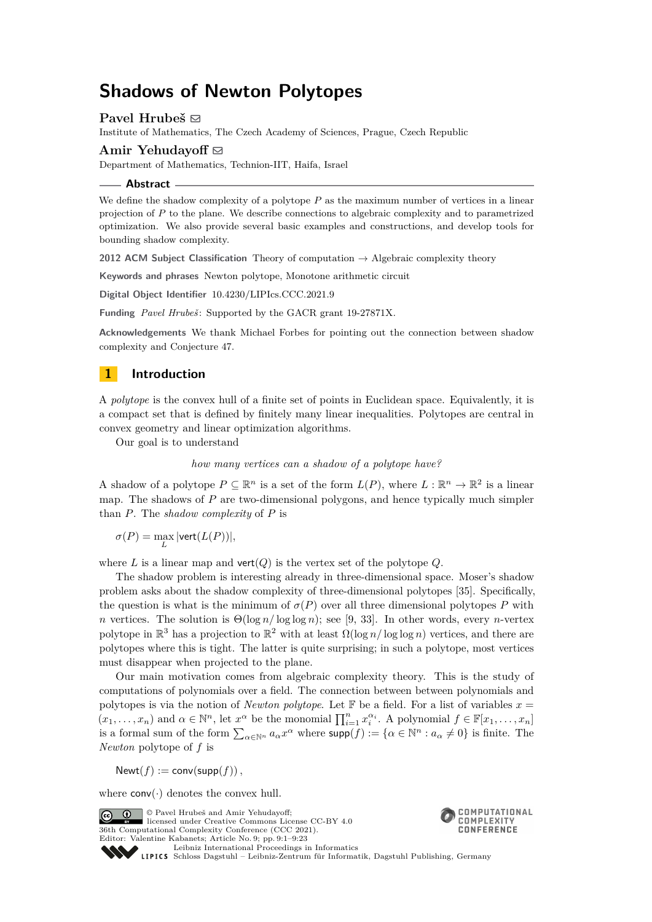# Shadows of Newton Polytopes

**Pavel Hrubeš** ✉

Institute of Mathematics, The Czech Academy of Sciences, Prague, Czech Republic

**Amir Yehudayoff** ✉

Department of Mathematics, Technion-IIT, Haifa, Israel

## Abstract

We define the shadow complexity of a polytope $P$ as the maximum number of vertices in a linear projection of $P$ to the plane. We describe connections to algebraic complexity and to parametrized optimization. We also provide several basic examples and constructions, and develop tools for bounding shadow complexity.

**2012 ACM Subject Classification** Theory of computation → Algebraic complexity theory

**Keywords and phrases** Newton polytope, Monotone arithmetic circuit

**Digital Object Identifier** 10.4230/LIPIcs.CCC.2021.9

**Funding** *Pavel Hrubeš*: Supported by the GACR grant 19-27871X.

**Acknowledgements** We thank Michael Forbes for pointing out the connection between shadow complexity and Conjecture 47.

## 1 Introduction

A *polytope* is the convex hull of a finite set of points in Euclidean space. Equivalently, it is a compact set that is defined by finitely many linear inequalities. Polytopes are central in convex geometry and linear optimization algorithms.

Our goal is to understand

*how many vertices can a shadow of a polytope have?*

A shadow of a polytope $P \subseteq \mathbb{R}^n$ is a set of the form $L(P)$, where $L : \mathbb{R}^n \to \mathbb{R}^2$ is a linear map. The shadows of $P$ are two-dimensional polygons, and hence typically much simpler than $P$. The *shadow complexity* of $P$ is

$$\sigma(P) = \max_L |\mathsf{vert}(L(P))|,$$

where $L$ is a linear map and $\mathsf{vert}(Q)$ is the vertex set of the polytope $Q$.

The shadow problem is interesting already in three-dimensional space. Moser's shadow problem asks about the shadow complexity of three-dimensional polytopes [35]. Specifically, the question is what is the minimum of $\sigma(P)$ over all three dimensional polytopes $P$ with $n$ vertices. The solution is $\Theta(\log n/\log\log n)$; see [9, 33]. In other words, every $n$-vertex polytope in $\mathbb{R}^3$ has a projection to $\mathbb{R}^2$ with at least $\Omega(\log n/\log\log n)$ vertices, and there are polytopes where this is tight. The latter is quite surprising; in such a polytope, most vertices must disappear when projected to the plane.

Our main motivation comes from algebraic complexity theory. This is the study of computations of polynomials over a field. The connection between between polynomials and polytopes is via the notion of *Newton polytope*. Let $\mathbb{F}$ be a field. For a list of variables $x = (x_1, \ldots, x_n)$ and $\alpha \in \mathbb{N}^n$, let $x^\alpha$ be the monomial $\prod_{i=1}^n x_i^{\alpha_i}$. A polynomial $f \in \mathbb{F}[x_1, \ldots, x_n]$ is a formal sum of the form $\sum_{\alpha \in \mathbb{N}^n} a_\alpha x^\alpha$ where $\mathsf{supp}(f) := \{\alpha \in \mathbb{N}^n : a_\alpha \neq 0\}$ is finite. The *Newton* polytope of $f$ is

$$\mathsf{Newt}(f) := \mathsf{conv}(\mathsf{supp}(f)),$$

where $\mathsf{conv}(\cdot)$ denotes the convex hull.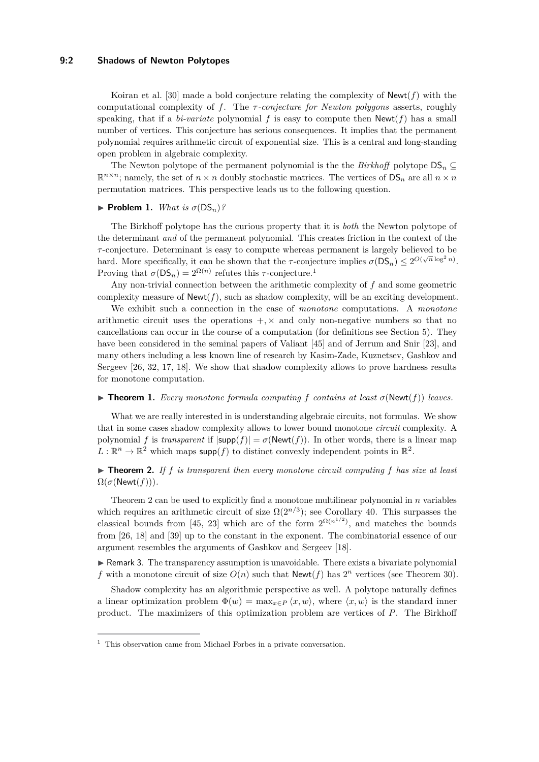Koiran et al. [30] made a bold conjecture relating the complexity of $\mathsf{Newt}(f)$ with the computational complexity of $f$. The *$\tau$-conjecture for Newton polygons* asserts, roughly speaking, that if a *bi-variate* polynomial $f$ is easy to compute then $\mathsf{Newt}(f)$ has a small number of vertices. This conjecture has serious consequences. It implies that the permanent polynomial requires arithmetic circuit of exponential size. This is a central and long-standing open problem in algebraic complexity.

The Newton polytope of the permanent polynomial is the the *Birkhoff* polytope $\mathsf{DS}_n \subseteq \mathbb{R}^{n\times n}$; namely, the set of $n \times n$ doubly stochastic matrices. The vertices of $\mathsf{DS}_n$ are all $n \times n$ permutation matrices. This perspective leads us to the following question.

▶ **Problem 1.** *What is $\sigma(\mathsf{DS}_n)$?*

The Birkhoff polytope has the curious property that it is *both* the Newton polytope of the determinant *and* of the permanent polynomial. This creates friction in the context of the $\tau$-conjecture. Determinant is easy to compute whereas permanent is largely believed to be hard. More specifically, it can be shown that the $\tau$-conjecture implies $\sigma(\mathsf{DS}_n) \leq 2^{O(\sqrt{n}\log^2 n)}$. Proving that $\sigma(\mathsf{DS}_n) = 2^{\Omega(n)}$ refutes this $\tau$-conjecture.[1]

Any non-trivial connection between the arithmetic complexity of $f$ and some geometric complexity measure of $\mathsf{Newt}(f)$, such as shadow complexity, will be an exciting development.

We exhibit such a connection in the case of *monotone* computations. A *monotone* arithmetic circuit uses the operations $+, \times$ and only non-negative numbers so that no cancellations can occur in the course of a computation (for definitions see Section 5). They have been considered in the seminal papers of Valiant [45] and of Jerrum and Snir [23], and many others including a less known line of research by Kasim-Zade, Kuznetsev, Gashkov and Sergeev [26, 32, 17, 18]. We show that shadow complexity allows to prove hardness results for monotone computation.

▶ **Theorem 1.** *Every monotone formula computing $f$ contains at least $\sigma(\mathsf{Newt}(f))$ leaves.*

What we are really interested in is understanding algebraic circuits, not formulas. We show that in some cases shadow complexity allows to lower bound monotone *circuit* complexity. A polynomial $f$ is *transparent* if $|\mathsf{supp}(f)| = \sigma(\mathsf{Newt}(f))$. In other words, there is a linear map $L : \mathbb{R}^n \to \mathbb{R}^2$ which maps $\mathsf{supp}(f)$ to distinct convexly independent points in $\mathbb{R}^2$.

▶ **Theorem 2.** *If $f$ is transparent then every monotone circuit computing $f$ has size at least $\Omega(\sigma(\mathsf{Newt}(f)))$.*

Theorem 2 can be used to explicitly find a monotone multilinear polynomial in $n$ variables which requires an arithmetic circuit of size $\Omega(2^{n/3})$; see Corollary 40. This surpasses the classical bounds from [45, 23] which are of the form $2^{\Omega(n^{1/2})}$, and matches the bounds from [26, 18] and [39] up to the constant in the exponent. The combinatorial essence of our argument resembles the arguments of Gashkov and Sergeev [18].

▶ Remark 3. The transparency assumption is unavoidable. There exists a bivariate polynomial $f$ with a monotone circuit of size $O(n)$ such that $\mathsf{Newt}(f)$ has $2^n$ vertices (see Theorem 30).

Shadow complexity has an algorithmic perspective as well. A polytope naturally defines a linear optimization problem $\Phi(w) = \max_{x\in P} \langle x, w\rangle$, where $\langle x, w\rangle$ is the standard inner product. The maximizers of this optimization problem are vertices of $P$. The Birkhoff

[1] This observation came from Michael Forbes in a private conversation.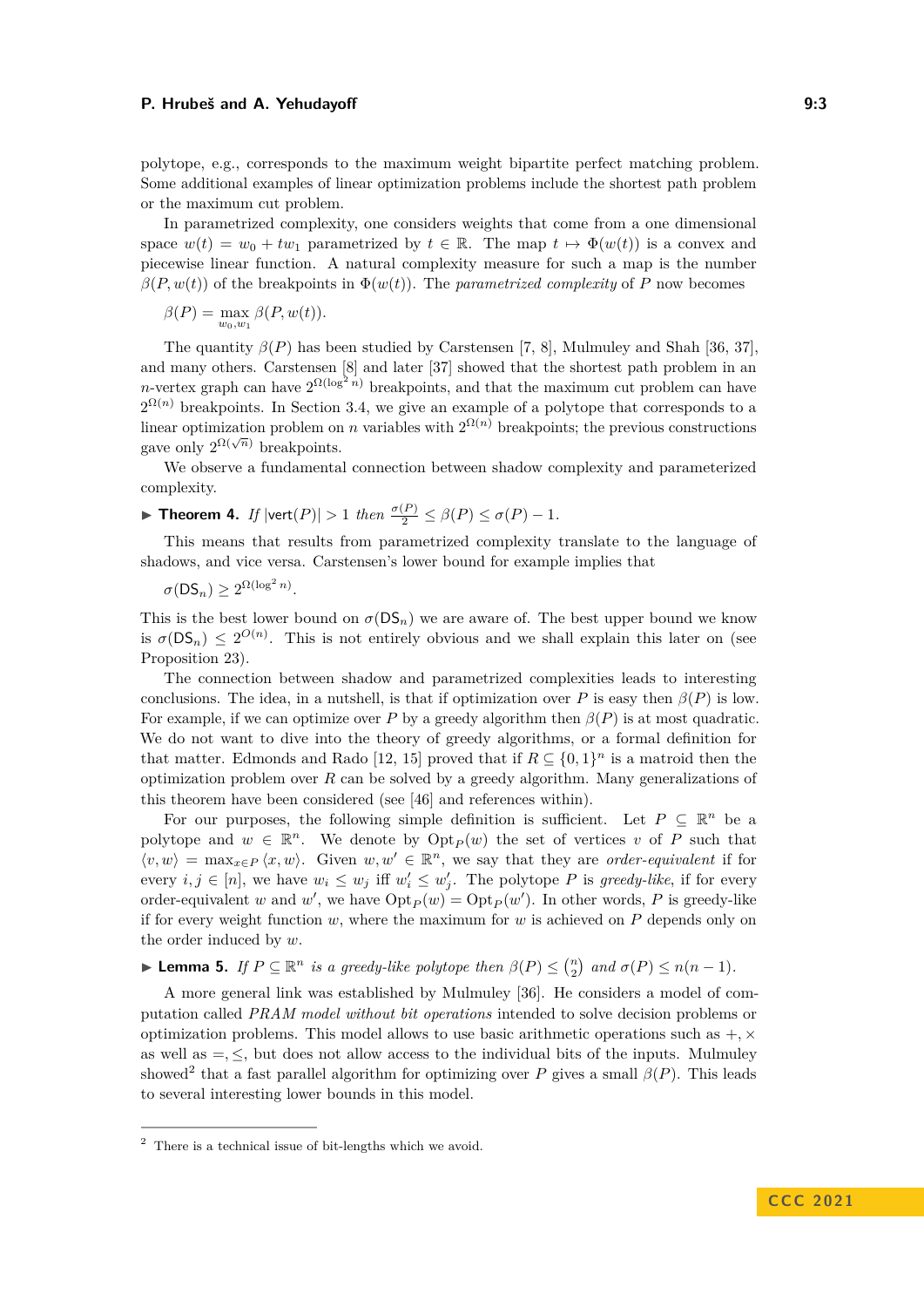polytope, e.g., corresponds to the maximum weight bipartite perfect matching problem. Some additional examples of linear optimization problems include the shortest path problem or the maximum cut problem.

In parametrized complexity, one considers weights that come from a one dimensional space $w(t) = w_0 + tw_1$ parametrized by $t \in \mathbb{R}$. The map $t \mapsto \Phi(w(t))$ is a convex and piecewise linear function. A natural complexity measure for such a map is the number $\beta(P, w(t))$ of the breakpoints in $\Phi(w(t))$. The *parametrized complexity* of $P$ now becomes

$$\beta(P) = \max_{w_0, w_1} \beta(P, w(t)).$$

The quantity $\beta(P)$ has been studied by Carstensen [7, 8], Mulmuley and Shah [36, 37], and many others. Carstensen [8] and later [37] showed that the shortest path problem in an $n$-vertex graph can have $2^{\Omega(\log^2 n)}$ breakpoints, and that the maximum cut problem can have $2^{\Omega(n)}$ breakpoints. In Section 3.4, we give an example of a polytope that corresponds to a linear optimization problem on $n$ variables with $2^{\Omega(n)}$ breakpoints; the previous constructions gave only $2^{\Omega(\sqrt{n})}$ breakpoints.

We observe a fundamental connection between shadow complexity and parameterized complexity.

▶ **Theorem 4.** *If* $|\mathsf{vert}(P)| > 1$ *then* $\frac{\sigma(P)}{2} \leq \beta(P) \leq \sigma(P) - 1$.

This means that results from parametrized complexity translate to the language of shadows, and vice versa. Carstensen's lower bound for example implies that

$$\sigma(\mathsf{DS}_n) \geq 2^{\Omega(\log^2 n)}.$$

This is the best lower bound on $\sigma(\mathsf{DS}_n)$ we are aware of. The best upper bound we know is $\sigma(\mathsf{DS}_n) \leq 2^{O(n)}$. This is not entirely obvious and we shall explain this later on (see Proposition 23).

The connection between shadow and parametrized complexities leads to interesting conclusions. The idea, in a nutshell, is that if optimization over $P$ is easy then $\beta(P)$ is low. For example, if we can optimize over $P$ by a greedy algorithm then $\beta(P)$ is at most quadratic. We do not want to dive into the theory of greedy algorithms, or a formal definition for that matter. Edmonds and Rado [12, 15] proved that if $R \subseteq \{0,1\}^n$ is a matroid then the optimization problem over $R$ can be solved by a greedy algorithm. Many generalizations of this theorem have been considered (see [46] and references within).

For our purposes, the following simple definition is sufficient. Let $P \subseteq \mathbb{R}^n$ be a polytope and $w \in \mathbb{R}^n$. We denote by $\mathrm{Opt}_P(w)$ the set of vertices $v$ of $P$ such that $\langle v, w\rangle = \max_{x \in P} \langle x, w\rangle$. Given $w, w' \in \mathbb{R}^n$, we say that they are *order-equivalent* if for every $i, j \in [n]$, we have $w_i \leq w_j$ iff $w'_i \leq w'_j$. The polytope $P$ is *greedy-like*, if for every order-equivalent $w$ and $w'$, we have $\mathrm{Opt}_P(w) = \mathrm{Opt}_P(w')$. In other words, $P$ is greedy-like if for every weight function $w$, where the maximum for $w$ is achieved on $P$ depends only on the order induced by $w$.

▶ **Lemma 5.** *If* $P \subseteq \mathbb{R}^n$ *is a greedy-like polytope then* $\beta(P) \leq \binom{n}{2}$ *and* $\sigma(P) \leq n(n-1)$.

A more general link was established by Mulmuley [36]. He considers a model of computation called *PRAM model without bit operations* intended to solve decision problems or optimization problems. This model allows to use basic arithmetic operations such as $+, \times$ as well as $=, \leq$, but does not allow access to the individual bits of the inputs. Mulmuley showed[2] that a fast parallel algorithm for optimizing over $P$ gives a small $\beta(P)$. This leads to several interesting lower bounds in this model.

[2] There is a technical issue of bit-lengths which we avoid.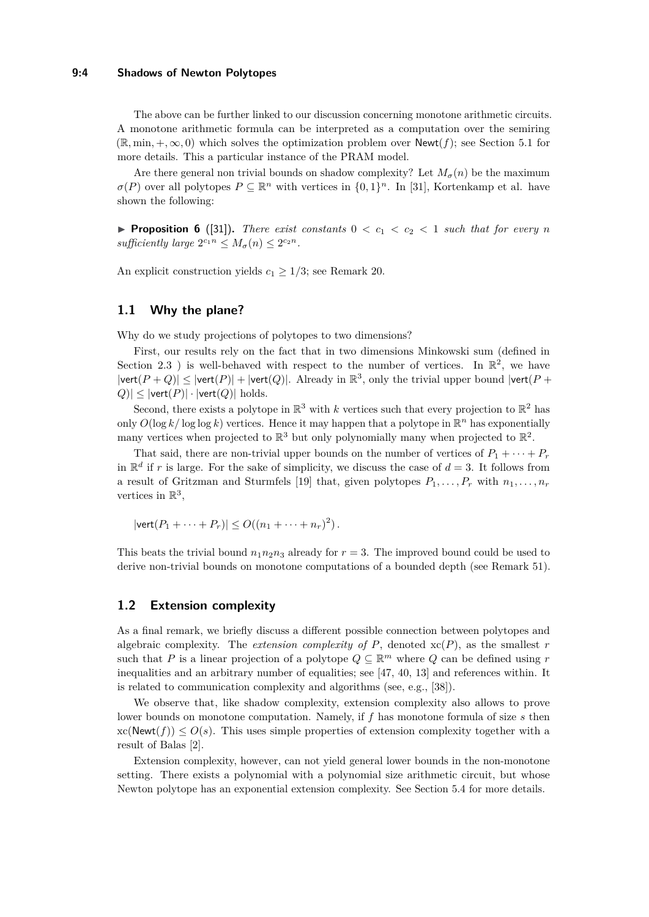The above can be further linked to our discussion concerning monotone arithmetic circuits. A monotone arithmetic formula can be interpreted as a computation over the semiring $(\mathbb{R}, \min, +, \infty, 0)$ which solves the optimization problem over $\mathsf{Newt}(f)$; see Section 5.1 for more details. This a particular instance of the PRAM model.

Are there general non trivial bounds on shadow complexity? Let $M_\sigma(n)$ be the maximum $\sigma(P)$ over all polytopes $P \subseteq \mathbb{R}^n$ with vertices in $\{0,1\}^n$. In [31], Kortenkamp et al. have shown the following:

▶ **Proposition 6** ([31]). *There exist constants $0 < c_1 < c_2 < 1$ such that for every $n$ sufficiently large $2^{c_1 n} \leq M_\sigma(n) \leq 2^{c_2 n}$.*

An explicit construction yields $c_1 \geq 1/3$; see Remark 20.

## 1.1 Why the plane?

Why do we study projections of polytopes to two dimensions?

First, our results rely on the fact that in two dimensions Minkowski sum (defined in Section 2.3 ) is well-behaved with respect to the number of vertices. In $\mathbb{R}^2$, we have $|\mathsf{vert}(P+Q)| \leq |\mathsf{vert}(P)| + |\mathsf{vert}(Q)|$. Already in $\mathbb{R}^3$, only the trivial upper bound $|\mathsf{vert}(P+Q)| \leq |\mathsf{vert}(P)| \cdot |\mathsf{vert}(Q)|$ holds.

Second, there exists a polytope in $\mathbb{R}^3$ with $k$ vertices such that every projection to $\mathbb{R}^2$ has only $O(\log k/\log\log k)$ vertices. Hence it may happen that a polytope in $\mathbb{R}^n$ has exponentially many vertices when projected to $\mathbb{R}^3$ but only polynomially many when projected to $\mathbb{R}^2$.

That said, there are non-trivial upper bounds on the number of vertices of $P_1 + \cdots + P_r$ in $\mathbb{R}^d$ if $r$ is large. For the sake of simplicity, we discuss the case of $d = 3$. It follows from a result of Gritzman and Sturmfels [19] that, given polytopes $P_1, \ldots, P_r$ with $n_1, \ldots, n_r$ vertices in $\mathbb{R}^3$,

$$|\mathsf{vert}(P_1 + \cdots + P_r)| \leq O((n_1 + \cdots + n_r)^2)\,.$$

This beats the trivial bound $n_1 n_2 n_3$ already for $r = 3$. The improved bound could be used to derive non-trivial bounds on monotone computations of a bounded depth (see Remark 51).

## 1.2 Extension complexity

As a final remark, we briefly discuss a different possible connection between polytopes and algebraic complexity. The *extension complexity of $P$*, denoted $\mathrm{xc}(P)$, as the smallest $r$ such that $P$ is a linear projection of a polytope $Q \subseteq \mathbb{R}^m$ where $Q$ can be defined using $r$ inequalities and an arbitrary number of equalities; see [47, 40, 13] and references within. It is related to communication complexity and algorithms (see, e.g., [38]).

We observe that, like shadow complexity, extension complexity also allows to prove lower bounds on monotone computation. Namely, if $f$ has monotone formula of size $s$ then $\mathrm{xc}(\mathsf{Newt}(f)) \leq O(s)$. This uses simple properties of extension complexity together with a result of Balas [2].

Extension complexity, however, can not yield general lower bounds in the non-monotone setting. There exists a polynomial with a polynomial size arithmetic circuit, but whose Newton polytope has an exponential extension complexity. See Section 5.4 for more details.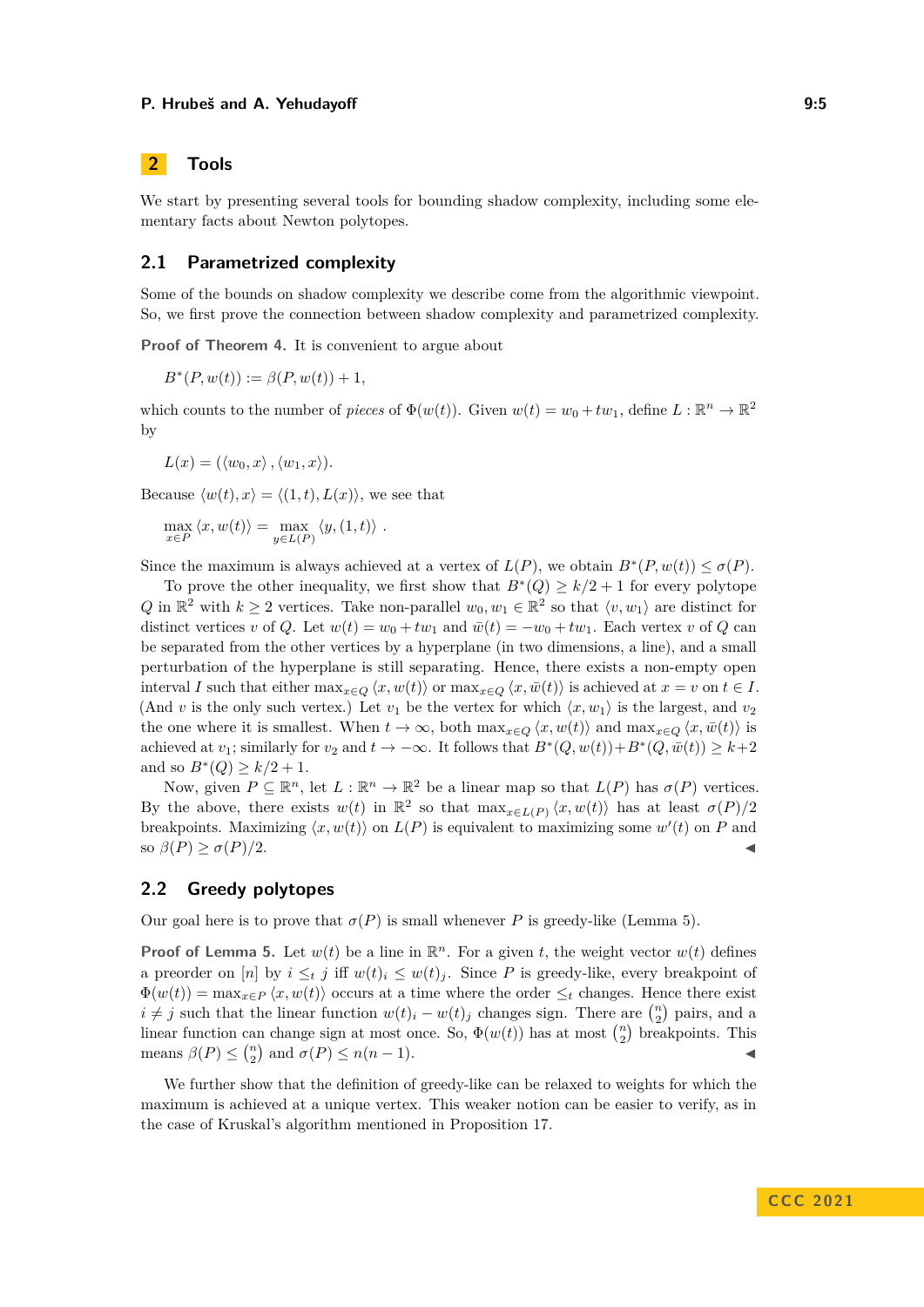## 2 Tools

We start by presenting several tools for bounding shadow complexity, including some elementary facts about Newton polytopes.

### 2.1 Parametrized complexity

Some of the bounds on shadow complexity we describe come from the algorithmic viewpoint. So, we first prove the connection between shadow complexity and parametrized complexity.

**Proof of Theorem 4.** It is convenient to argue about

$$B^*(P, w(t)) := \beta(P, w(t)) + 1,$$

which counts to the number of *pieces* of $\Phi(w(t))$. Given $w(t) = w_0 + tw_1$, define $L : \mathbb{R}^n \to \mathbb{R}^2$ by

$$L(x) = (\langle w_0, x\rangle, \langle w_1, x\rangle).$$

Because $\langle w(t), x\rangle = \langle (1, t), L(x)\rangle$, we see that

$$\max_{x\in P} \langle x, w(t)\rangle = \max_{y\in L(P)} \langle y, (1, t)\rangle .$$

Since the maximum is always achieved at a vertex of $L(P)$, we obtain $B^*(P, w(t)) \le \sigma(P)$.

To prove the other inequality, we first show that $B^*(Q) \ge k/2 + 1$ for every polytope $Q$ in $\mathbb{R}^2$ with $k \ge 2$ vertices. Take non-parallel $w_0, w_1 \in \mathbb{R}^2$ so that $\langle v, w_1\rangle$ are distinct for distinct vertices $v$ of $Q$. Let $w(t) = w_0 + tw_1$ and $\bar{w}(t) = -w_0 + tw_1$. Each vertex $v$ of $Q$ can be separated from the other vertices by a hyperplane (in two dimensions, a line), and a small perturbation of the hyperplane is still separating. Hence, there exists a non-empty open interval $I$ such that either $\max_{x\in Q} \langle x, w(t)\rangle$ or $\max_{x\in Q} \langle x, \bar{w}(t)\rangle$ is achieved at $x = v$ on $t \in I$. (And $v$ is the only such vertex.) Let $v_1$ be the vertex for which $\langle x, w_1\rangle$ is the largest, and $v_2$ the one where it is smallest. When $t \to \infty$, both $\max_{x\in Q} \langle x, w(t)\rangle$ and $\max_{x\in Q} \langle x, \bar{w}(t)\rangle$ is achieved at $v_1$; similarly for $v_2$ and $t \to -\infty$. It follows that $B^*(Q, w(t)) + B^*(Q, \bar{w}(t)) \ge k+2$ and so $B^*(Q) \ge k/2 + 1$.

Now, given $P \subseteq \mathbb{R}^n$, let $L : \mathbb{R}^n \to \mathbb{R}^2$ be a linear map so that $L(P)$ has $\sigma(P)$ vertices. By the above, there exists $w(t)$ in $\mathbb{R}^2$ so that $\max_{x\in L(P)} \langle x, w(t)\rangle$ has at least $\sigma(P)/2$ breakpoints. Maximizing $\langle x, w(t)\rangle$ on $L(P)$ is equivalent to maximizing some $w'(t)$ on $P$ and so $\beta(P) \ge \sigma(P)/2$. ◀

### 2.2 Greedy polytopes

Our goal here is to prove that $\sigma(P)$ is small whenever $P$ is greedy-like (Lemma 5).

**Proof of Lemma 5.** Let $w(t)$ be a line in $\mathbb{R}^n$. For a given $t$, the weight vector $w(t)$ defines a preorder on $[n]$ by $i \le_t j$ iff $w(t)_i \le w(t)_j$. Since $P$ is greedy-like, every breakpoint of $\Phi(w(t)) = \max_{x\in P} \langle x, w(t)\rangle$ occurs at a time where the order $\le_t$ changes. Hence there exist $i \ne j$ such that the linear function $w(t)_i - w(t)_j$ changes sign. There are $\binom{n}{2}$ pairs, and a linear function can change sign at most once. So, $\Phi(w(t))$ has at most $\binom{n}{2}$ breakpoints. This means $\beta(P) \le \binom{n}{2}$ and $\sigma(P) \le n(n-1)$. ◀

We further show that the definition of greedy-like can be relaxed to weights for which the maximum is achieved at a unique vertex. This weaker notion can be easier to verify, as in the case of Kruskal's algorithm mentioned in Proposition 17.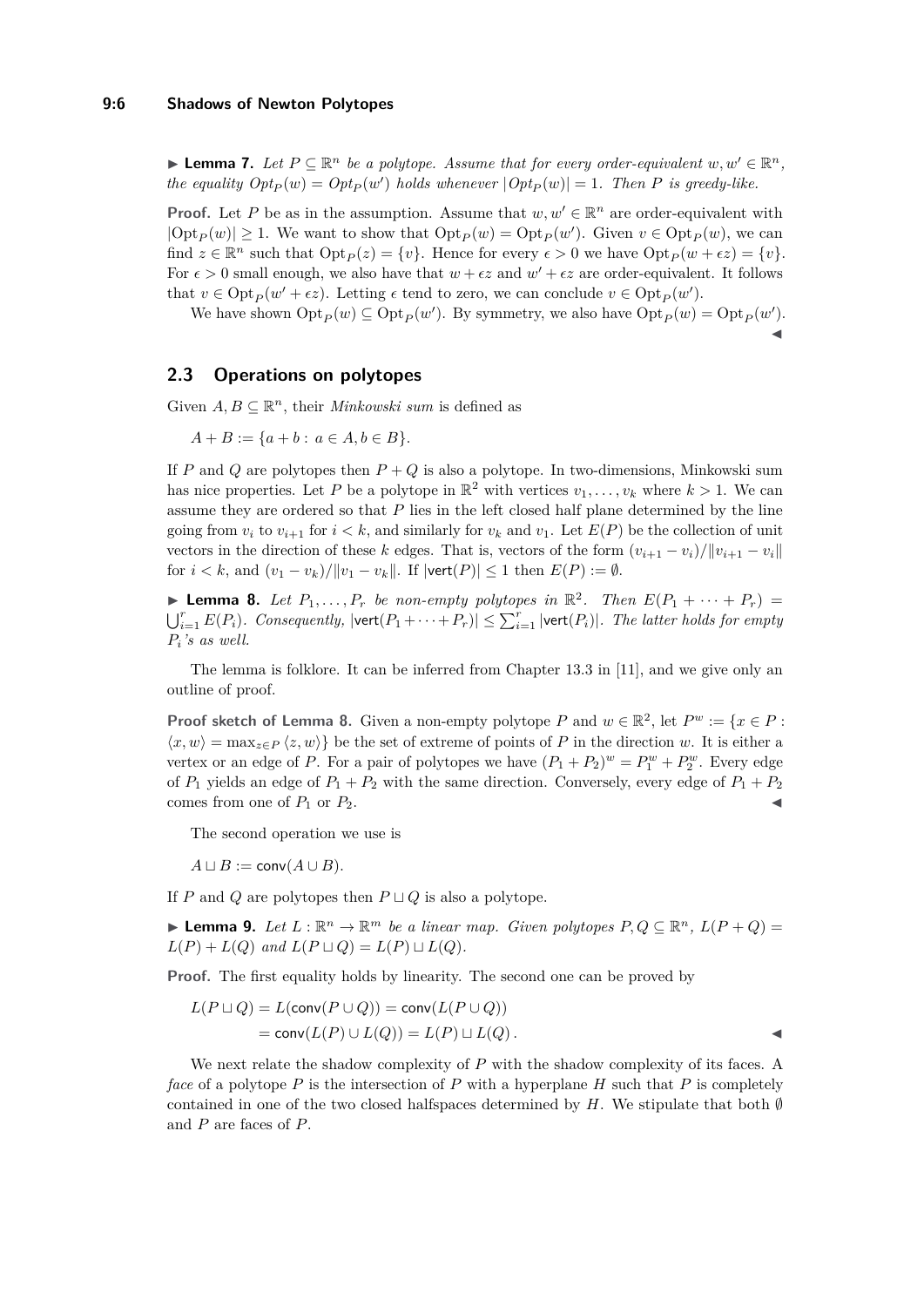▶ **Lemma 7.** *Let $P \subseteq \mathbb{R}^n$ be a polytope. Assume that for every order-equivalent $w, w' \in \mathbb{R}^n$, the equality $Opt_P(w) = Opt_P(w')$ holds whenever $|Opt_P(w)| = 1$. Then $P$ is greedy-like.*

**Proof.** Let $P$ be as in the assumption. Assume that $w, w' \in \mathbb{R}^n$ are order-equivalent with $|\mathrm{Opt}_P(w)| \geq 1$. We want to show that $\mathrm{Opt}_P(w) = \mathrm{Opt}_P(w')$. Given $v \in \mathrm{Opt}_P(w)$, we can find $z \in \mathbb{R}^n$ such that $\mathrm{Opt}_P(z) = \{v\}$. Hence for every $\epsilon > 0$ we have $\mathrm{Opt}_P(w + \epsilon z) = \{v\}$. For $\epsilon > 0$ small enough, we also have that $w + \epsilon z$ and $w' + \epsilon z$ are order-equivalent. It follows that $v \in \mathrm{Opt}_P(w' + \epsilon z)$. Letting $\epsilon$ tend to zero, we can conclude $v \in \mathrm{Opt}_P(w')$.

We have shown $\mathrm{Opt}_P(w) \subseteq \mathrm{Opt}_P(w')$. By symmetry, we also have $\mathrm{Opt}_P(w) = \mathrm{Opt}_P(w')$. ◀

## 2.3 Operations on polytopes

Given $A, B \subseteq \mathbb{R}^n$, their *Minkowski sum* is defined as

$$A + B := \{a + b : a \in A, b \in B\}.$$

If $P$ and $Q$ are polytopes then $P + Q$ is also a polytope. In two-dimensions, Minkowski sum has nice properties. Let $P$ be a polytope in $\mathbb{R}^2$ with vertices $v_1, \ldots, v_k$ where $k > 1$. We can assume they are ordered so that $P$ lies in the left closed half plane determined by the line going from $v_i$ to $v_{i+1}$ for $i < k$, and similarly for $v_k$ and $v_1$. Let $E(P)$ be the collection of unit vectors in the direction of these $k$ edges. That is, vectors of the form $(v_{i+1} - v_i)/\|v_{i+1} - v_i\|$ for $i < k$, and $(v_1 - v_k)/\|v_1 - v_k\|$. If $|\mathsf{vert}(P)| \leq 1$ then $E(P) := \emptyset$.

▶ **Lemma 8.** *Let $P_1, \ldots, P_r$ be non-empty polytopes in $\mathbb{R}^2$. Then $E(P_1 + \cdots + P_r) = \bigcup_{i=1}^r E(P_i)$. Consequently, $|\mathsf{vert}(P_1 + \cdots + P_r)| \leq \sum_{i=1}^r |\mathsf{vert}(P_i)|$. The latter holds for empty $P_i$'s as well.*

The lemma is folklore. It can be inferred from Chapter 13.3 in [11], and we give only an outline of proof.

**Proof sketch of Lemma 8.** Given a non-empty polytope $P$ and $w \in \mathbb{R}^2$, let $P^w := \{x \in P : \langle x, w\rangle = \max_{z \in P} \langle z, w\rangle\}$ be the set of extreme of points of $P$ in the direction $w$. It is either a vertex or an edge of $P$. For a pair of polytopes we have $(P_1 + P_2)^w = P_1^w + P_2^w$. Every edge of $P_1$ yields an edge of $P_1 + P_2$ with the same direction. Conversely, every edge of $P_1 + P_2$ comes from one of $P_1$ or $P_2$. ◀

The second operation we use is

$$A \sqcup B := \mathsf{conv}(A \cup B).$$

If $P$ and $Q$ are polytopes then $P \sqcup Q$ is also a polytope.

▶ **Lemma 9.** *Let $L : \mathbb{R}^n \to \mathbb{R}^m$ be a linear map. Given polytopes $P, Q \subseteq \mathbb{R}^n$, $L(P + Q) = L(P) + L(Q)$ and $L(P \sqcup Q) = L(P) \sqcup L(Q)$.*

**Proof.** The first equality holds by linearity. The second one can be proved by

$$\begin{aligned} L(P \sqcup Q) &= L(\mathsf{conv}(P \cup Q)) = \mathsf{conv}(L(P \cup Q)) \\ &= \mathsf{conv}(L(P) \cup L(Q)) = L(P) \sqcup L(Q)\,. \end{aligned}$$

◀

We next relate the shadow complexity of $P$ with the shadow complexity of its faces. A *face* of a polytope $P$ is the intersection of $P$ with a hyperplane $H$ such that $P$ is completely contained in one of the two closed halfspaces determined by $H$. We stipulate that both $\emptyset$ and $P$ are faces of $P$.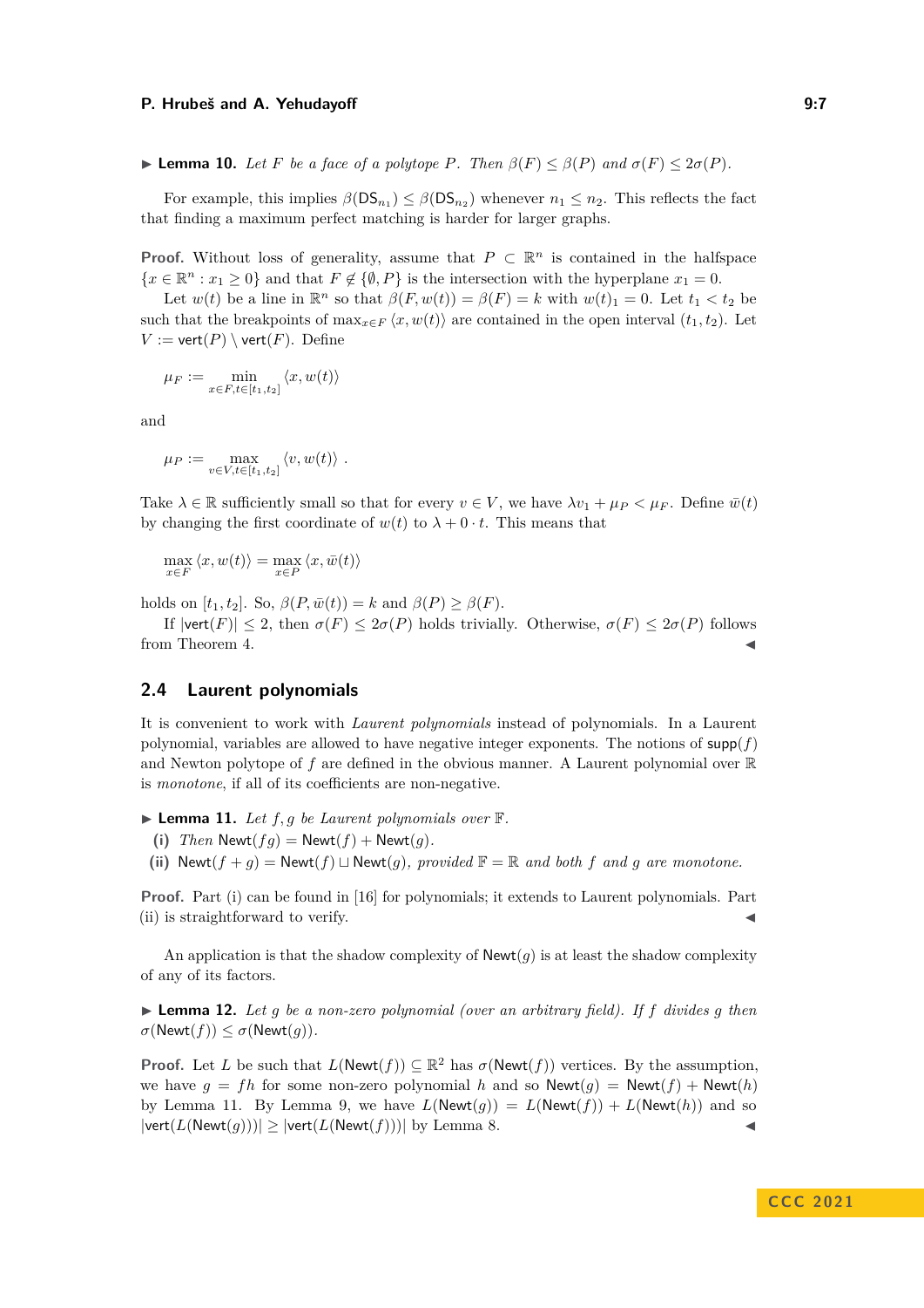▶ **Lemma 10.** *Let $F$ be a face of a polytope $P$. Then $\beta(F) \leq \beta(P)$ and $\sigma(F) \leq 2\sigma(P)$.*

For example, this implies $\beta(\mathsf{DS}_{n_1}) \leq \beta(\mathsf{DS}_{n_2})$ whenever $n_1 \leq n_2$. This reflects the fact that finding a maximum perfect matching is harder for larger graphs.

**Proof.** Without loss of generality, assume that $P \subset \mathbb{R}^n$ is contained in the halfspace $\{x \in \mathbb{R}^n : x_1 \geq 0\}$ and that $F \notin \{\emptyset, P\}$ is the intersection with the hyperplane $x_1 = 0$.

Let $w(t)$ be a line in $\mathbb{R}^n$ so that $\beta(F, w(t)) = \beta(F) = k$ with $w(t)_1 = 0$. Let $t_1 < t_2$ be such that the breakpoints of $\max_{x \in F} \langle x, w(t)\rangle$ are contained in the open interval $(t_1, t_2)$. Let $V := \mathsf{vert}(P) \setminus \mathsf{vert}(F)$. Define

$$\mu_F := \min_{x \in F, t \in [t_1, t_2]} \langle x, w(t)\rangle$$

and

$$\mu_P := \max_{v \in V, t \in [t_1, t_2]} \langle v, w(t)\rangle \ .$$

Take $\lambda \in \mathbb{R}$ sufficiently small so that for every $v \in V$, we have $\lambda v_1 + \mu_P < \mu_F$. Define $\bar{w}(t)$ by changing the first coordinate of $w(t)$ to $\lambda + 0 \cdot t$. This means that

$$\max_{x \in F} \langle x, w(t)\rangle = \max_{x \in P} \langle x, \bar{w}(t)\rangle$$

holds on $[t_1, t_2]$. So, $\beta(P, \bar{w}(t)) = k$ and $\beta(P) \geq \beta(F)$.

If $|\mathsf{vert}(F)| \leq 2$, then $\sigma(F) \leq 2\sigma(P)$ holds trivially. Otherwise, $\sigma(F) \leq 2\sigma(P)$ follows from Theorem 4. ◀

## 2.4 Laurent polynomials

It is convenient to work with *Laurent polynomials* instead of polynomials. In a Laurent polynomial, variables are allowed to have negative integer exponents. The notions of $\mathsf{supp}(f)$ and Newton polytope of $f$ are defined in the obvious manner. A Laurent polynomial over $\mathbb{R}$ is *monotone*, if all of its coefficients are non-negative.

▶ **Lemma 11.** *Let $f, g$ be Laurent polynomials over $\mathbb{F}$.*

**(i)** *Then $\mathsf{Newt}(fg) = \mathsf{Newt}(f) + \mathsf{Newt}(g)$.*

**(ii)** $\mathsf{Newt}(f + g) = \mathsf{Newt}(f) \sqcup \mathsf{Newt}(g)$*, provided $\mathbb{F} = \mathbb{R}$ and both $f$ and $g$ are monotone.*

**Proof.** Part (i) can be found in [16] for polynomials; it extends to Laurent polynomials. Part (ii) is straightforward to verify. ◀

An application is that the shadow complexity of $\mathsf{Newt}(g)$ is at least the shadow complexity of any of its factors.

▶ **Lemma 12.** *Let $g$ be a non-zero polynomial (over an arbitrary field). If $f$ divides $g$ then $\sigma(\mathsf{Newt}(f)) \leq \sigma(\mathsf{Newt}(g))$.*

**Proof.** Let $L$ be such that $L(\mathsf{Newt}(f)) \subseteq \mathbb{R}^2$ has $\sigma(\mathsf{Newt}(f))$ vertices. By the assumption, we have $g = fh$ for some non-zero polynomial $h$ and so $\mathsf{Newt}(g) = \mathsf{Newt}(f) + \mathsf{Newt}(h)$ by Lemma 11. By Lemma 9, we have $L(\mathsf{Newt}(g)) = L(\mathsf{Newt}(f)) + L(\mathsf{Newt}(h))$ and so $|\mathsf{vert}(L(\mathsf{Newt}(g)))| \geq |\mathsf{vert}(L(\mathsf{Newt}(f)))|$ by Lemma 8. ◀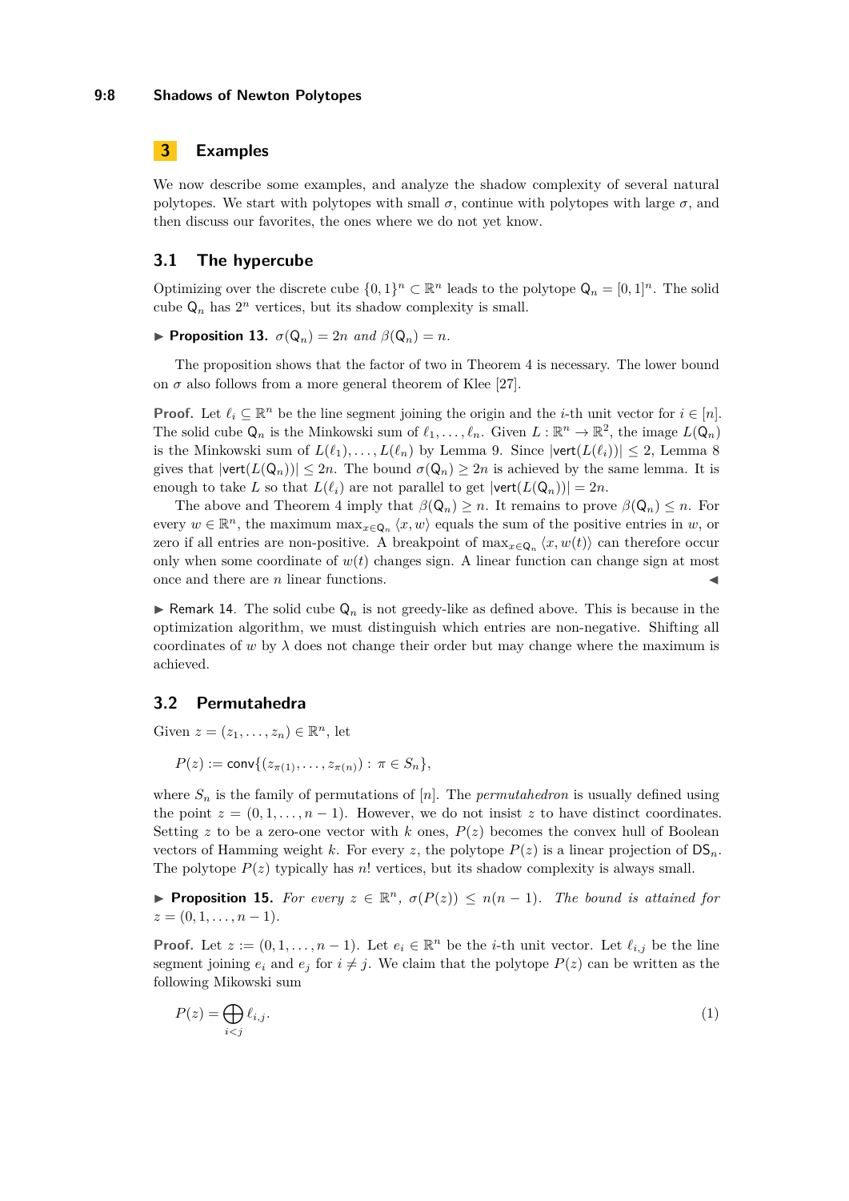## 3 Examples

We now describe some examples, and analyze the shadow complexity of several natural polytopes. We start with polytopes with small $\sigma$, continue with polytopes with large $\sigma$, and then discuss our favorites, the ones where we do not yet know.

### 3.1 The hypercube

Optimizing over the discrete cube $\{0,1\}^n \subset \mathbb{R}^n$ leads to the polytope $\mathsf{Q}_n = [0,1]^n$. The solid cube $\mathsf{Q}_n$ has $2^n$ vertices, but its shadow complexity is small.

▶ **Proposition 13.** *$\sigma(\mathsf{Q}_n) = 2n$ and $\beta(\mathsf{Q}_n) = n$.*

The proposition shows that the factor of two in Theorem 4 is necessary. The lower bound on $\sigma$ also follows from a more general theorem of Klee [27].

**Proof.** Let $\ell_i \subseteq \mathbb{R}^n$ be the line segment joining the origin and the $i$-th unit vector for $i \in [n]$. The solid cube $\mathsf{Q}_n$ is the Minkowski sum of $\ell_1, \ldots, \ell_n$. Given $L : \mathbb{R}^n \to \mathbb{R}^2$, the image $L(\mathsf{Q}_n)$ is the Minkowski sum of $L(\ell_1), \ldots, L(\ell_n)$ by Lemma 9. Since $|\mathsf{vert}(L(\ell_i))| \leq 2$, Lemma 8 gives that $|\mathsf{vert}(L(\mathsf{Q}_n))| \leq 2n$. The bound $\sigma(\mathsf{Q}_n) \geq 2n$ is achieved by the same lemma. It is enough to take $L$ so that $L(\ell_i)$ are not parallel to get $|\mathsf{vert}(L(\mathsf{Q}_n))| = 2n$.

The above and Theorem 4 imply that $\beta(\mathsf{Q}_n) \geq n$. It remains to prove $\beta(\mathsf{Q}_n) \leq n$. For every $w \in \mathbb{R}^n$, the maximum $\max_{x \in \mathsf{Q}_n} \langle x, w \rangle$ equals the sum of the positive entries in $w$, or zero if all entries are non-positive. A breakpoint of $\max_{x \in \mathsf{Q}_n} \langle x, w(t) \rangle$ can therefore occur only when some coordinate of $w(t)$ changes sign. A linear function can change sign at most once and there are $n$ linear functions. ◀

▶ Remark 14. The solid cube $\mathsf{Q}_n$ is not greedy-like as defined above. This is because in the optimization algorithm, we must distinguish which entries are non-negative. Shifting all coordinates of $w$ by $\lambda$ does not change their order but may change where the maximum is achieved.

### 3.2 Permutahedra

Given $z = (z_1, \ldots, z_n) \in \mathbb{R}^n$, let

$$P(z) := \mathsf{conv}\{(z_{\pi(1)}, \ldots, z_{\pi(n)}) : \pi \in S_n\},$$

where $S_n$ is the family of permutations of $[n]$. The *permutahedron* is usually defined using the point $z = (0, 1, \ldots, n-1)$. However, we do not insist $z$ to have distinct coordinates. Setting $z$ to be a zero-one vector with $k$ ones, $P(z)$ becomes the convex hull of Boolean vectors of Hamming weight $k$. For every $z$, the polytope $P(z)$ is a linear projection of $\mathsf{DS}_n$. The polytope $P(z)$ typically has $n!$ vertices, but its shadow complexity is always small.

▶ **Proposition 15.** *For every $z \in \mathbb{R}^n$, $\sigma(P(z)) \leq n(n-1)$. The bound is attained for $z = (0, 1, \ldots, n-1)$.*

**Proof.** Let $z := (0, 1, \ldots, n-1)$. Let $e_i \in \mathbb{R}^n$ be the $i$-th unit vector. Let $\ell_{i,j}$ be the line segment joining $e_i$ and $e_j$ for $i \neq j$. We claim that the polytope $P(z)$ can be written as the following Mikowski sum

$$P(z) = \bigoplus_{i<j} \ell_{i,j}. \tag{1}$$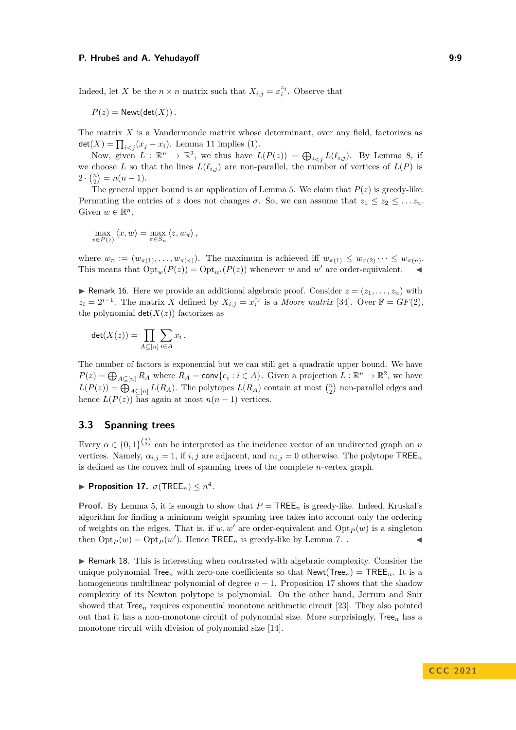Indeed, let $X$ be the $n \times n$ matrix such that $X_{i,j} = x_i^{z_j}$. Observe that

$$P(z) = \mathsf{Newt}(\mathsf{det}(X)) .$$

The matrix $X$ is a Vandermonde matrix whose determinant, over any field, factorizes as $\mathsf{det}(X) = \prod_{i<j}(x_j - x_i)$. Lemma 11 implies (1).

Now, given $L : \mathbb{R}^n \to \mathbb{R}^2$, we thus have $L(P(z)) = \bigoplus_{i<j} L(\ell_{i,j})$. By Lemma 8, if we choose $L$ so that the lines $L(\ell_{i,j})$ are non-parallel, the number of vertices of $L(P)$ is $2 \cdot \binom{n}{2} = n(n-1)$.

The general upper bound is an application of Lemma 5. We claim that $P(z)$ is greedy-like. Permuting the entries of $z$ does not changes $\sigma$. So, we can assume that $z_1 \leq z_2 \leq \dots z_n$. Given $w \in \mathbb{R}^n$,

$$\max_{x \in P(z)} \langle x, w \rangle = \max_{\pi \in S_n} \langle z, w_\pi \rangle ,$$

where $w_\pi := (w_{\pi(1)}, \dots, w_{\pi(n)})$. The maximum is achieved iff $w_{\pi(1)} \leq w_{\pi(2)} \cdots \leq w_{\pi(n)}$. This means that $\mathrm{Opt}_w(P(z)) = \mathrm{Opt}_{w'}(P(z))$ whenever $w$ and $w'$ are order-equivalent. ◀

▶ Remark 16. Here we provide an additional algebraic proof. Consider $z = (z_1, \dots, z_n)$ with $z_i = 2^{i-1}$. The matrix $X$ defined by $X_{i,j} = x_i^{z_j}$ is a *Moore matrix* [34]. Over $\mathbb{F} = GF(2)$, the polynomial $\mathsf{det}(X(z))$ factorizes as

$$\mathsf{det}(X(z)) = \prod_{A \subseteq [n]} \sum_{i \in A} x_i .$$

The number of factors is exponential but we can still get a quadratic upper bound. We have $P(z) = \bigoplus_{A \subseteq [n]} R_A$ where $R_A = \mathsf{conv}\{e_i : i \in A\}$. Given a projection $L : \mathbb{R}^n \to \mathbb{R}^2$, we have $L(P(z)) = \bigoplus_{A \subseteq [n]} L(R_A)$. The polytopes $L(R_A)$ contain at most $\binom{n}{2}$ non-parallel edges and hence $L(P(z))$ has again at most $n(n-1)$ vertices.

### 3.3 Spanning trees

Every $\alpha \in \{0,1\}^{\binom{n}{2}}$ can be interpreted as the incidence vector of an undirected graph on $n$ vertices. Namely, $\alpha_{i,j} = 1$, if $i, j$ are adjacent, and $\alpha_{i,j} = 0$ otherwise. The polytope $\mathsf{TREE}_n$ is defined as the convex hull of spanning trees of the complete $n$-vertex graph.

▶ **Proposition 17.** $\sigma(\mathsf{TREE}_n) \leq n^4$.

**Proof.** By Lemma 5, it is enough to show that $P = \mathsf{TREE}_n$ is greedy-like. Indeed, Kruskal's algorithm for finding a minimum weight spanning tree takes into account only the ordering of weights on the edges. That is, if $w, w'$ are order-equivalent and $\mathrm{Opt}_P(w)$ is a singleton then $\mathrm{Opt}_P(w) = \mathrm{Opt}_P(w')$. Hence $\mathsf{TREE}_n$ is greedy-like by Lemma 7. . ◀

▶ Remark 18. This is interesting when contrasted with algebraic complexity. Consider the unique polynomial $\mathsf{Tree}_n$ with zero-one coefficients so that $\mathsf{Newt}(\mathsf{Tree}_n) = \mathsf{TREE}_n$. It is a homogeneous multilinear polynomial of degree $n-1$. Proposition 17 shows that the shadow complexity of its Newton polytope is polynomial. On the other hand, Jerrum and Snir showed that $\mathsf{Tree}_n$ requires exponential monotone arithmetic circuit [23]. They also pointed out that it has a non-monotone circuit of polynomial size. More surprisingly, $\mathsf{Tree}_n$ has a monotone circuit with division of polynomial size [14].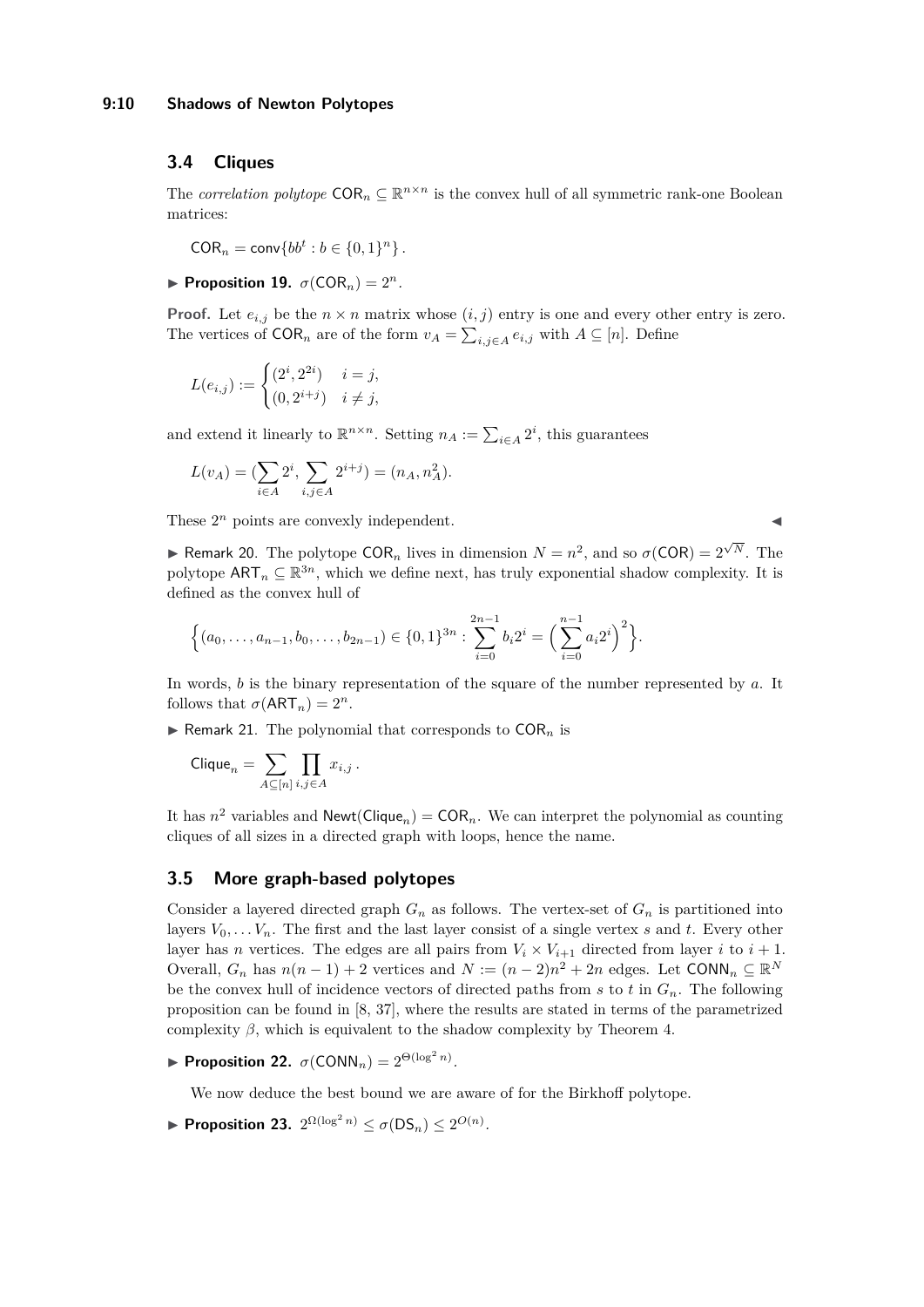## 3.4 Cliques

The *correlation polytope* $\mathsf{COR}_n \subseteq \mathbb{R}^{n\times n}$ is the convex hull of all symmetric rank-one Boolean matrices:

$$\mathsf{COR}_n = \mathsf{conv}\{bb^t : b \in \{0,1\}^n\}.$$

▶ **Proposition 19.** $\sigma(\mathsf{COR}_n) = 2^n$.

**Proof.** Let $e_{i,j}$ be the $n \times n$ matrix whose $(i,j)$ entry is one and every other entry is zero. The vertices of $\mathsf{COR}_n$ are of the form $v_A = \sum_{i,j\in A} e_{i,j}$ with $A \subseteq [n]$. Define

$$L(e_{i,j}) := \begin{cases} (2^i, 2^{2i}) & i = j, \\ (0, 2^{i+j}) & i \neq j, \end{cases}$$

and extend it linearly to $\mathbb{R}^{n\times n}$. Setting $n_A := \sum_{i\in A} 2^i$, this guarantees

$$L(v_A) = (\sum_{i\in A} 2^i, \sum_{i,j\in A} 2^{i+j}) = (n_A, n_A^2).$$

These $2^n$ points are convexly independent. ◀

▶ Remark 20. The polytope $\mathsf{COR}_n$ lives in dimension $N = n^2$, and so $\sigma(\mathsf{COR}) = 2^{\sqrt{N}}$. The polytope $\mathsf{ART}_n \subseteq \mathbb{R}^{3n}$, which we define next, has truly exponential shadow complexity. It is defined as the convex hull of

$$\Big\{(a_0,\ldots,a_{n-1},b_0,\ldots,b_{2n-1}) \in \{0,1\}^{3n} : \sum_{i=0}^{2n-1} b_i 2^i = \Big(\sum_{i=0}^{n-1} a_i 2^i\Big)^2\Big\}.$$

In words, $b$ is the binary representation of the square of the number represented by $a$. It follows that $\sigma(\mathsf{ART}_n) = 2^n$.

▶ Remark 21. The polynomial that corresponds to $\mathsf{COR}_n$ is

$$\mathsf{Clique}_n = \sum_{A\subseteq[n]} \prod_{i,j\in A} x_{i,j}\,.$$

It has $n^2$ variables and $\mathsf{Newt}(\mathsf{Clique}_n) = \mathsf{COR}_n$. We can interpret the polynomial as counting cliques of all sizes in a directed graph with loops, hence the name.

## 3.5 More graph-based polytopes

Consider a layered directed graph $G_n$ as follows. The vertex-set of $G_n$ is partitioned into layers $V_0,\ldots V_n$. The first and the last layer consist of a single vertex $s$ and $t$. Every other layer has $n$ vertices. The edges are all pairs from $V_i \times V_{i+1}$ directed from layer $i$ to $i+1$. Overall, $G_n$ has $n(n-1)+2$ vertices and $N := (n-2)n^2 + 2n$ edges. Let $\mathsf{CONN}_n \subseteq \mathbb{R}^N$ be the convex hull of incidence vectors of directed paths from $s$ to $t$ in $G_n$. The following proposition can be found in [8, 37], where the results are stated in terms of the parametrized complexity $\beta$, which is equivalent to the shadow complexity by Theorem 4.

▶ **Proposition 22.** $\sigma(\mathsf{CONN}_n) = 2^{\Theta(\log^2 n)}$.

We now deduce the best bound we are aware of for the Birkhoff polytope.

▶ **Proposition 23.** $2^{\Omega(\log^2 n)} \leq \sigma(\mathsf{DS}_n) \leq 2^{O(n)}$.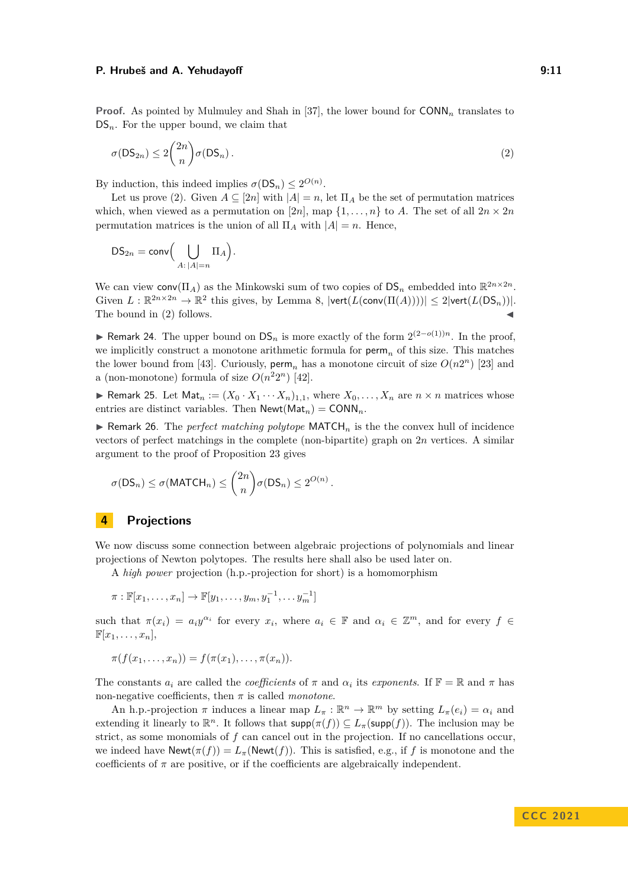**Proof.** As pointed by Mulmuley and Shah in [37], the lower bound for $\mathsf{CONN}_n$ translates to $\mathsf{DS}_n$. For the upper bound, we claim that

$$\sigma(\mathsf{DS}_{2n}) \le 2\binom{2n}{n}\sigma(\mathsf{DS}_n)\,. \tag{2}$$

By induction, this indeed implies $\sigma(\mathsf{DS}_n) \le 2^{O(n)}$.

Let us prove (2). Given $A \subseteq [2n]$ with $|A| = n$, let $\Pi_A$ be the set of permutation matrices which, when viewed as a permutation on $[2n]$, map $\{1, \ldots, n\}$ to $A$. The set of all $2n \times 2n$ permutation matrices is the union of all $\Pi_A$ with $|A| = n$. Hence,

$$\mathsf{DS}_{2n} = \mathsf{conv}\Big(\bigcup_{A:\,|A|=n} \Pi_A\Big).$$

We can view $\mathsf{conv}(\Pi_A)$ as the Minkowski sum of two copies of $\mathsf{DS}_n$ embedded into $\mathbb{R}^{2n\times 2n}$. Given $L : \mathbb{R}^{2n\times 2n} \to \mathbb{R}^2$ this gives, by Lemma 8, $|\mathsf{vert}(L(\mathsf{conv}(\Pi(A))))| \le 2|\mathsf{vert}(L(\mathsf{DS}_n))|$. The bound in (2) follows. ◀

▶ Remark 24. The upper bound on $\mathsf{DS}_n$ is more exactly of the form $2^{(2-o(1))n}$. In the proof, we implicitly construct a monotone arithmetic formula for $\mathsf{perm}_n$ of this size. This matches the lower bound from [43]. Curiously, $\mathsf{perm}_n$ has a monotone circuit of size $O(n2^n)$ [23] and a (non-monotone) formula of size $O(n^2 2^n)$ [42].

▶ Remark 25. Let $\mathsf{Mat}_n := (X_0 \cdot X_1 \cdots X_n)_{1,1}$, where $X_0, \ldots, X_n$ are $n \times n$ matrices whose entries are distinct variables. Then $\mathsf{Newt}(\mathsf{Mat}_n) = \mathsf{CONN}_n$.

▶ Remark 26. The *perfect matching polytope* $\mathsf{MATCH}_n$ is the the convex hull of incidence vectors of perfect matchings in the complete (non-bipartite) graph on $2n$ vertices. A similar argument to the proof of Proposition 23 gives

$$\sigma(\mathsf{DS}_n) \le \sigma(\mathsf{MATCH}_n) \le \binom{2n}{n}\sigma(\mathsf{DS}_n) \le 2^{O(n)}\,.$$

## 4 Projections

We now discuss some connection between algebraic projections of polynomials and linear projections of Newton polytopes. The results here shall also be used later on.

A *high power* projection (h.p.-projection for short) is a homomorphism

$$\pi : \mathbb{F}[x_1, \ldots, x_n] \to \mathbb{F}[y_1, \ldots, y_m, y_1^{-1}, \ldots y_m^{-1}]$$

such that $\pi(x_i) = a_i y^{\alpha_i}$ for every $x_i$, where $a_i \in \mathbb{F}$ and $\alpha_i \in \mathbb{Z}^m$, and for every $f \in \mathbb{F}[x_1, \ldots, x_n]$,

$$\pi(f(x_1, \ldots, x_n)) = f(\pi(x_1), \ldots, \pi(x_n)).$$

The constants $a_i$ are called the *coefficients* of $\pi$ and $\alpha_i$ its *exponents*. If $\mathbb{F} = \mathbb{R}$ and $\pi$ has non-negative coefficients, then $\pi$ is called *monotone*.

An h.p.-projection $\pi$ induces a linear map $L_\pi : \mathbb{R}^n \to \mathbb{R}^m$ by setting $L_\pi(e_i) = \alpha_i$ and extending it linearly to $\mathbb{R}^n$. It follows that $\mathsf{supp}(\pi(f)) \subseteq L_\pi(\mathsf{supp}(f))$. The inclusion may be strict, as some monomials of $f$ can cancel out in the projection. If no cancellations occur, we indeed have $\mathsf{Newt}(\pi(f)) = L_\pi(\mathsf{Newt}(f))$. This is satisfied, e.g., if $f$ is monotone and the coefficients of $\pi$ are positive, or if the coefficients are algebraically independent.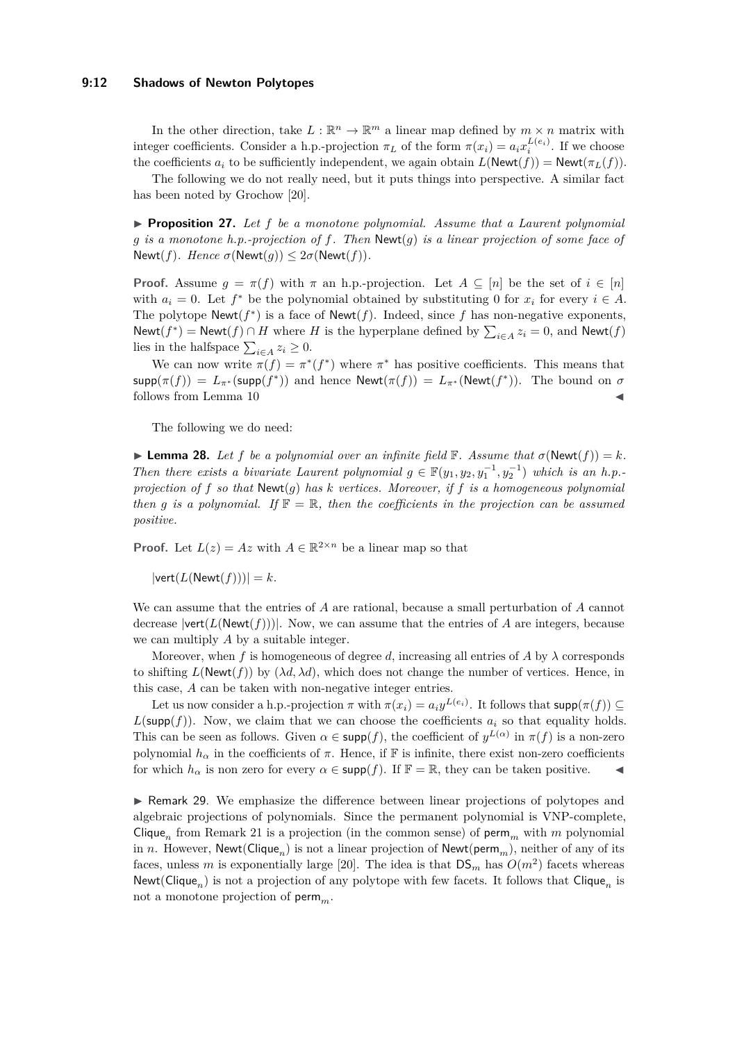In the other direction, take $L : \mathbb{R}^n \to \mathbb{R}^m$ a linear map defined by $m \times n$ matrix with integer coefficients. Consider a h.p.-projection $\pi_L$ of the form $\pi(x_i) = a_i x_i^{L(e_i)}$. If we choose the coefficients $a_i$ to be sufficiently independent, we again obtain $L(\mathsf{Newt}(f)) = \mathsf{Newt}(\pi_L(f))$.

The following we do not really need, but it puts things into perspective. A similar fact has been noted by Grochow [20].

▶ **Proposition 27.** *Let $f$ be a monotone polynomial. Assume that a Laurent polynomial $g$ is a monotone h.p.-projection of $f$. Then $\mathsf{Newt}(g)$ is a linear projection of some face of $\mathsf{Newt}(f)$. Hence $\sigma(\mathsf{Newt}(g)) \leq 2\sigma(\mathsf{Newt}(f))$.*

**Proof.** Assume $g = \pi(f)$ with $\pi$ an h.p.-projection. Let $A \subseteq [n]$ be the set of $i \in [n]$ with $a_i = 0$. Let $f^*$ be the polynomial obtained by substituting 0 for $x_i$ for every $i \in A$. The polytope $\mathsf{Newt}(f^*)$ is a face of $\mathsf{Newt}(f)$. Indeed, since $f$ has non-negative exponents, $\mathsf{Newt}(f^*) = \mathsf{Newt}(f) \cap H$ where $H$ is the hyperplane defined by $\sum_{i \in A} z_i = 0$, and $\mathsf{Newt}(f)$ lies in the halfspace $\sum_{i \in A} z_i \geq 0$.

We can now write $\pi(f) = \pi^*(f^*)$ where $\pi^*$ has positive coefficients. This means that $\mathsf{supp}(\pi(f)) = L_{\pi^*}(\mathsf{supp}(f^*))$ and hence $\mathsf{Newt}(\pi(f)) = L_{\pi^*}(\mathsf{Newt}(f^*))$. The bound on $\sigma$ follows from Lemma 10 ◀

The following we do need:

▶ **Lemma 28.** *Let $f$ be a polynomial over an infinite field $\mathbb{F}$. Assume that $\sigma(\mathsf{Newt}(f)) = k$. Then there exists a bivariate Laurent polynomial $g \in \mathbb{F}(y_1, y_2, y_1^{-1}, y_2^{-1})$ which is an h.p.-projection of $f$ so that $\mathsf{Newt}(g)$ has $k$ vertices. Moreover, if $f$ is a homogeneous polynomial then $g$ is a polynomial. If $\mathbb{F} = \mathbb{R}$, then the coefficients in the projection can be assumed positive.*

**Proof.** Let $L(z) = Az$ with $A \in \mathbb{R}^{2 \times n}$ be a linear map so that

$$|\mathsf{vert}(L(\mathsf{Newt}(f)))| = k.$$

We can assume that the entries of $A$ are rational, because a small perturbation of $A$ cannot decrease $|\mathsf{vert}(L(\mathsf{Newt}(f)))|$. Now, we can assume that the entries of $A$ are integers, because we can multiply $A$ by a suitable integer.

Moreover, when $f$ is homogeneous of degree $d$, increasing all entries of $A$ by $\lambda$ corresponds to shifting $L(\mathsf{Newt}(f))$ by $(\lambda d, \lambda d)$, which does not change the number of vertices. Hence, in this case, $A$ can be taken with non-negative integer entries.

Let us now consider a h.p.-projection $\pi$ with $\pi(x_i) = a_i y^{L(e_i)}$. It follows that $\mathsf{supp}(\pi(f)) \subseteq L(\mathsf{supp}(f))$. Now, we claim that we can choose the coefficients $a_i$ so that equality holds. This can be seen as follows. Given $\alpha \in \mathsf{supp}(f)$, the coefficient of $y^{L(\alpha)}$ in $\pi(f)$ is a non-zero polynomial $h_\alpha$ in the coefficients of $\pi$. Hence, if $\mathbb{F}$ is infinite, there exist non-zero coefficients for which $h_\alpha$ is non zero for every $\alpha \in \mathsf{supp}(f)$. If $\mathbb{F} = \mathbb{R}$, they can be taken positive. ◀

▶ Remark 29. We emphasize the difference between linear projections of polytopes and algebraic projections of polynomials. Since the permanent polynomial is VNP-complete, $\mathsf{Clique}_n$ from Remark 21 is a projection (in the common sense) of $\mathsf{perm}_m$ with $m$ polynomial in $n$. However, $\mathsf{Newt}(\mathsf{Clique}_n)$ is not a linear projection of $\mathsf{Newt}(\mathsf{perm}_m)$, neither of any of its faces, unless $m$ is exponentially large [20]. The idea is that $\mathsf{DS}_m$ has $O(m^2)$ facets whereas $\mathsf{Newt}(\mathsf{Clique}_n)$ is not a projection of any polytope with few facets. It follows that $\mathsf{Clique}_n$ is not a monotone projection of $\mathsf{perm}_m$.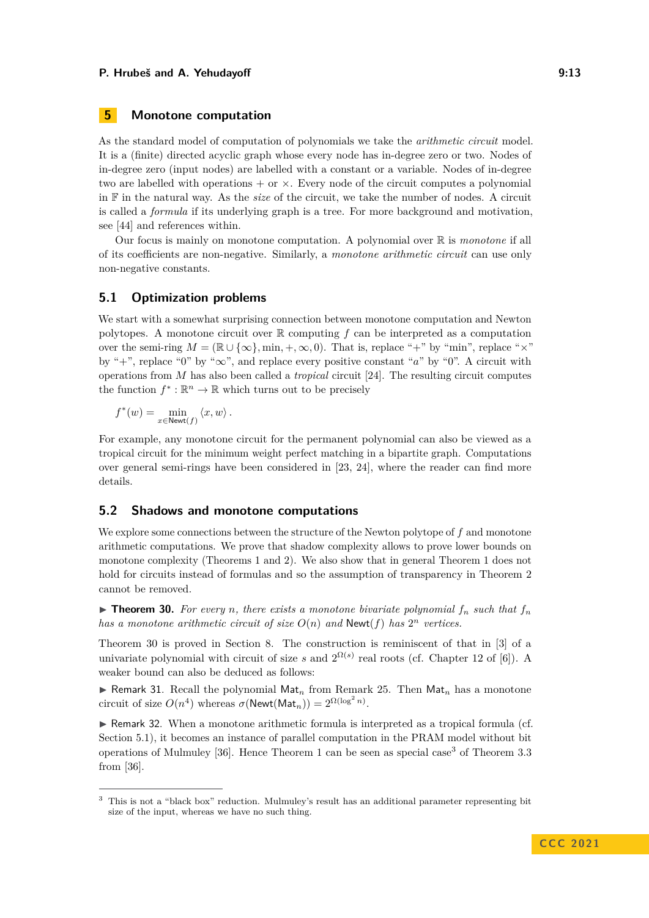## 5 Monotone computation

As the standard model of computation of polynomials we take the *arithmetic circuit* model. It is a (finite) directed acyclic graph whose every node has in-degree zero or two. Nodes of in-degree zero (input nodes) are labelled with a constant or a variable. Nodes of in-degree two are labelled with operations $+$ or $\times$. Every node of the circuit computes a polynomial in $\mathbb{F}$ in the natural way. As the *size* of the circuit, we take the number of nodes. A circuit is called a *formula* if its underlying graph is a tree. For more background and motivation, see [44] and references within.

Our focus is mainly on monotone computation. A polynomial over $\mathbb{R}$ is *monotone* if all of its coefficients are non-negative. Similarly, a *monotone arithmetic circuit* can use only non-negative constants.

### 5.1 Optimization problems

We start with a somewhat surprising connection between monotone computation and Newton polytopes. A monotone circuit over $\mathbb{R}$ computing $f$ can be interpreted as a computation over the semi-ring $M = (\mathbb{R} \cup \{\infty\}, \min, +, \infty, 0)$. That is, replace "$+$" by "min", replace "$\times$" by "$+$", replace "0" by "$\infty$", and replace every positive constant "$a$" by "0". A circuit with operations from $M$ has also been called a *tropical* circuit [24]. The resulting circuit computes the function $f^* : \mathbb{R}^n \to \mathbb{R}$ which turns out to be precisely

$$f^*(w) = \min_{x \in \mathsf{Newt}(f)} \langle x, w \rangle .$$

For example, any monotone circuit for the permanent polynomial can also be viewed as a tropical circuit for the minimum weight perfect matching in a bipartite graph. Computations over general semi-rings have been considered in [23, 24], where the reader can find more details.

### 5.2 Shadows and monotone computations

We explore some connections between the structure of the Newton polytope of $f$ and monotone arithmetic computations. We prove that shadow complexity allows to prove lower bounds on monotone complexity (Theorems 1 and 2). We also show that in general Theorem 1 does not hold for circuits instead of formulas and so the assumption of transparency in Theorem 2 cannot be removed.

▶ **Theorem 30.** *For every $n$, there exists a monotone bivariate polynomial $f_n$ such that $f_n$ has a monotone arithmetic circuit of size $O(n)$ and $\mathsf{Newt}(f)$ has $2^n$ vertices.*

Theorem 30 is proved in Section 8. The construction is reminiscent of that in [3] of a univariate polynomial with circuit of size $s$ and $2^{\Omega(s)}$ real roots (cf. Chapter 12 of [6]). A weaker bound can also be deduced as follows:

▶ Remark 31. Recall the polynomial $\mathsf{Mat}_n$ from Remark 25. Then $\mathsf{Mat}_n$ has a monotone circuit of size $O(n^4)$ whereas $\sigma(\mathsf{Newt}(\mathsf{Mat}_n)) = 2^{\Omega(\log^2 n)}$.

▶ Remark 32. When a monotone arithmetic formula is interpreted as a tropical formula (cf. Section 5.1), it becomes an instance of parallel computation in the PRAM model without bit operations of Mulmuley [36]. Hence Theorem 1 can be seen as special case[3] of Theorem 3.3 from [36].

[3] This is not a "black box" reduction. Mulmuley's result has an additional parameter representing bit size of the input, whereas we have no such thing.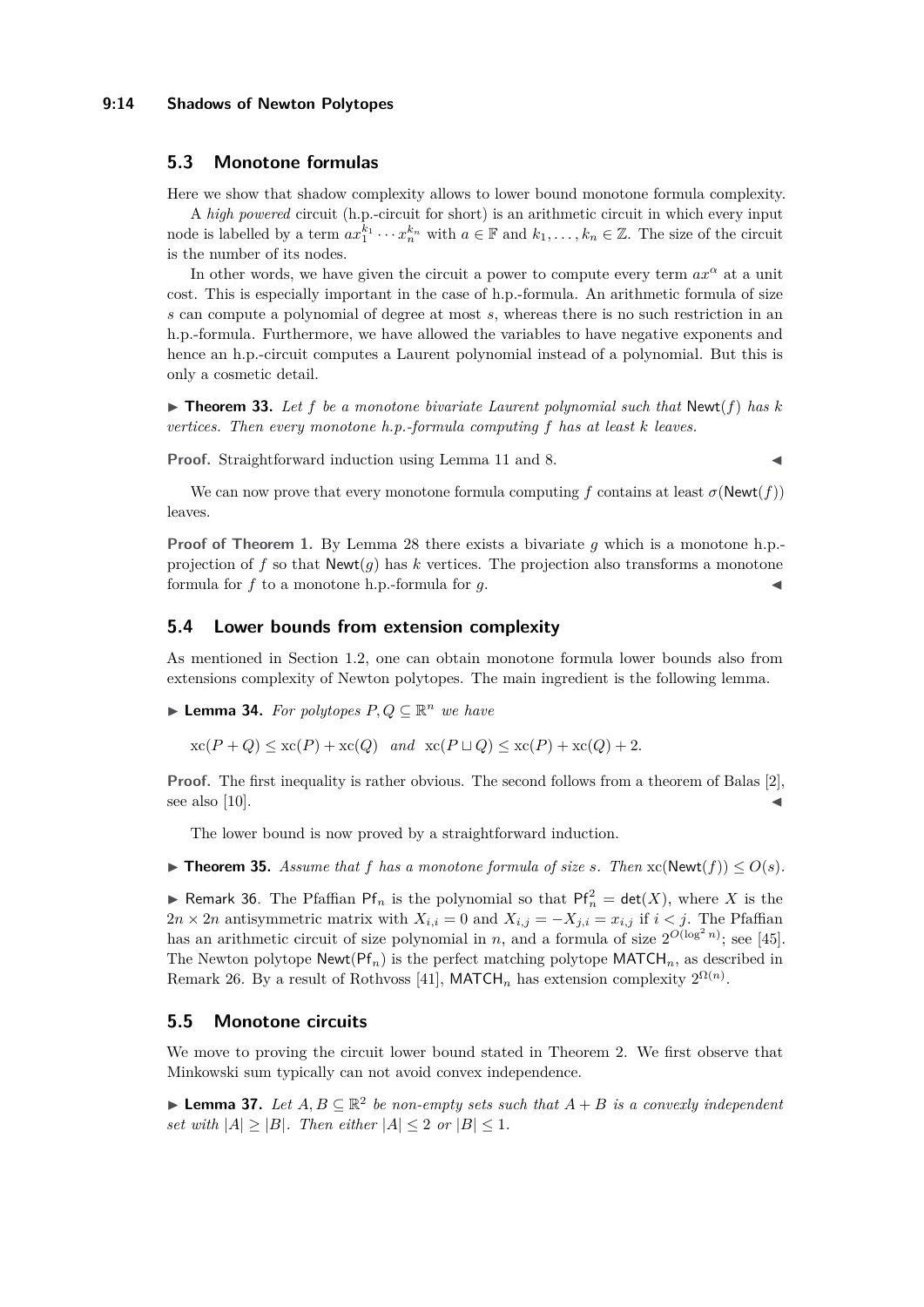## 5.3 Monotone formulas

Here we show that shadow complexity allows to lower bound monotone formula complexity.

A *high powered* circuit (h.p.-circuit for short) is an arithmetic circuit in which every input node is labelled by a term $ax_1^{k_1} \cdots x_n^{k_n}$ with $a \in \mathbb{F}$ and $k_1, \ldots, k_n \in \mathbb{Z}$. The size of the circuit is the number of its nodes.

In other words, we have given the circuit a power to compute every term $ax^\alpha$ at a unit cost. This is especially important in the case of h.p.-formula. An arithmetic formula of size $s$ can compute a polynomial of degree at most $s$, whereas there is no such restriction in an h.p.-formula. Furthermore, we have allowed the variables to have negative exponents and hence an h.p.-circuit computes a Laurent polynomial instead of a polynomial. But this is only a cosmetic detail.

▶ **Theorem 33.** *Let $f$ be a monotone bivariate Laurent polynomial such that $\mathsf{Newt}(f)$ has $k$ vertices. Then every monotone h.p.-formula computing $f$ has at least $k$ leaves.*

**Proof.** Straightforward induction using Lemma 11 and 8. ◀

We can now prove that every monotone formula computing $f$ contains at least $\sigma(\mathsf{Newt}(f))$ leaves.

**Proof of Theorem 1.** By Lemma 28 there exists a bivariate $g$ which is a monotone h.p.-projection of $f$ so that $\mathsf{Newt}(g)$ has $k$ vertices. The projection also transforms a monotone formula for $f$ to a monotone h.p.-formula for $g$. ◀

## 5.4 Lower bounds from extension complexity

As mentioned in Section 1.2, one can obtain monotone formula lower bounds also from extensions complexity of Newton polytopes. The main ingredient is the following lemma.

▶ **Lemma 34.** *For polytopes $P, Q \subseteq \mathbb{R}^n$ we have*

$$\mathrm{xc}(P+Q) \leq \mathrm{xc}(P) + \mathrm{xc}(Q) \quad \textit{and} \quad \mathrm{xc}(P \sqcup Q) \leq \mathrm{xc}(P) + \mathrm{xc}(Q) + 2.$$

**Proof.** The first inequality is rather obvious. The second follows from a theorem of Balas [2], see also [10]. ◀

The lower bound is now proved by a straightforward induction.

▶ **Theorem 35.** *Assume that $f$ has a monotone formula of size $s$. Then $\mathrm{xc}(\mathsf{Newt}(f)) \leq O(s)$.*

▶ Remark 36. The Pfaffian $\mathsf{Pf}_n$ is the polynomial so that $\mathsf{Pf}_n^2 = \mathsf{det}(X)$, where $X$ is the $2n \times 2n$ antisymmetric matrix with $X_{i,i} = 0$ and $X_{i,j} = -X_{j,i} = x_{i,j}$ if $i < j$. The Pfaffian has an arithmetic circuit of size polynomial in $n$, and a formula of size $2^{O(\log^2 n)}$; see [45]. The Newton polytope $\mathsf{Newt}(\mathsf{Pf}_n)$ is the perfect matching polytope $\mathsf{MATCH}_n$, as described in Remark 26. By a result of Rothvoss [41], $\mathsf{MATCH}_n$ has extension complexity $2^{\Omega(n)}$.

## 5.5 Monotone circuits

We move to proving the circuit lower bound stated in Theorem 2. We first observe that Minkowski sum typically can not avoid convex independence.

▶ **Lemma 37.** *Let $A, B \subseteq \mathbb{R}^2$ be non-empty sets such that $A + B$ is a convexly independent set with $|A| \geq |B|$. Then either $|A| \leq 2$ or $|B| \leq 1$.*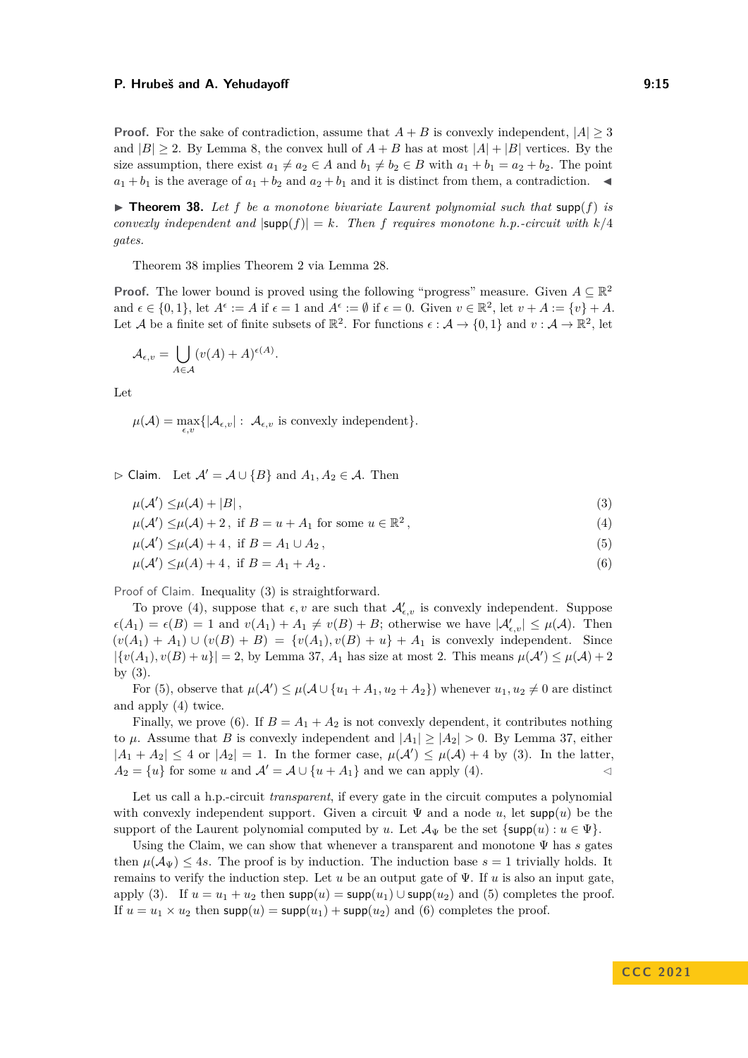**Proof.** For the sake of contradiction, assume that $A+B$ is convexly independent, $|A| \geq 3$ and $|B| \geq 2$. By Lemma 8, the convex hull of $A+B$ has at most $|A|+|B|$ vertices. By the size assumption, there exist $a_1 \neq a_2 \in A$ and $b_1 \neq b_2 \in B$ with $a_1 + b_1 = a_2 + b_2$. The point $a_1 + b_1$ is the average of $a_1 + b_2$ and $a_2 + b_1$ and it is distinct from them, a contradiction. ◀

▶ **Theorem 38.** *Let $f$ be a monotone bivariate Laurent polynomial such that $\mathsf{supp}(f)$ is convexly independent and $|\mathsf{supp}(f)| = k$. Then $f$ requires monotone h.p.-circuit with $k/4$ gates.*

Theorem 38 implies Theorem 2 via Lemma 28.

**Proof.** The lower bound is proved using the following "progress" measure. Given $A \subseteq \mathbb{R}^2$ and $\epsilon \in \{0,1\}$, let $A^\epsilon := A$ if $\epsilon = 1$ and $A^\epsilon := \emptyset$ if $\epsilon = 0$. Given $v \in \mathbb{R}^2$, let $v + A := \{v\} + A$. Let $\mathcal{A}$ be a finite set of finite subsets of $\mathbb{R}^2$. For functions $\epsilon : \mathcal{A} \to \{0,1\}$ and $v : \mathcal{A} \to \mathbb{R}^2$, let

$$\mathcal{A}_{\epsilon,v} = \bigcup_{A \in \mathcal{A}} (v(A) + A)^{\epsilon(A)}.$$

Let

$$\mu(\mathcal{A}) = \max_{\epsilon,v}\{|\mathcal{A}_{\epsilon,v}| : \ \mathcal{A}_{\epsilon,v} \text{ is convexly independent}\}.$$

▷ Claim. Let $\mathcal{A}' = \mathcal{A} \cup \{B\}$ and $A_1, A_2 \in \mathcal{A}$. Then

$$\mu(\mathcal{A}') \leq \mu(\mathcal{A}) + |B|\,, \tag{3}$$

$$\mu(\mathcal{A}') \leq \mu(\mathcal{A}) + 2\,, \text{ if } B = u + A_1 \text{ for some } u \in \mathbb{R}^2\,, \tag{4}$$

$$\mu(\mathcal{A}') \leq \mu(\mathcal{A}) + 4\,, \text{ if } B = A_1 \cup A_2\,, \tag{5}$$

$$\mu(\mathcal{A}') \leq \mu(\mathcal{A}) + 4\,, \text{ if } B = A_1 + A_2\,. \tag{6}$$

Proof of Claim. Inequality (3) is straightforward.

To prove (4), suppose that $\epsilon, v$ are such that $\mathcal{A}'_{\epsilon,v}$ is convexly independent. Suppose $\epsilon(A_1) = \epsilon(B) = 1$ and $v(A_1) + A_1 \neq v(B) + B$; otherwise we have $|\mathcal{A}'_{\epsilon,v}| \leq \mu(\mathcal{A})$. Then $(v(A_1) + A_1) \cup (v(B) + B) = \{v(A_1), v(B) + u\} + A_1$ is convexly independent. Since $|\{v(A_1), v(B) + u\}| = 2$, by Lemma 37, $A_1$ has size at most 2. This means $\mu(\mathcal{A}') \leq \mu(\mathcal{A}) + 2$ by (3).

For (5), observe that $\mu(\mathcal{A}') \leq \mu(\mathcal{A} \cup \{u_1 + A_1, u_2 + A_2\})$ whenever $u_1, u_2 \neq 0$ are distinct and apply (4) twice.

Finally, we prove (6). If $B = A_1 + A_2$ is not convexly dependent, it contributes nothing to $\mu$. Assume that $B$ is convexly independent and $|A_1| \geq |A_2| > 0$. By Lemma 37, either $|A_1 + A_2| \leq 4$ or $|A_2| = 1$. In the former case, $\mu(\mathcal{A}') \leq \mu(\mathcal{A}) + 4$ by (3). In the latter, $A_2 = \{u\}$ for some $u$ and $\mathcal{A}' = \mathcal{A} \cup \{u + A_1\}$ and we can apply (4). ◁

Let us call a h.p.-circuit *transparent*, if every gate in the circuit computes a polynomial with convexly independent support. Given a circuit $\Psi$ and a node $u$, let $\mathsf{supp}(u)$ be the support of the Laurent polynomial computed by $u$. Let $\mathcal{A}_\Psi$ be the set $\{\mathsf{supp}(u) : u \in \Psi\}$.

Using the Claim, we can show that whenever a transparent and monotone $\Psi$ has $s$ gates then $\mu(\mathcal{A}_\Psi) \leq 4s$. The proof is by induction. The induction base $s = 1$ trivially holds. It remains to verify the induction step. Let $u$ be an output gate of $\Psi$. If $u$ is also an input gate, apply (3). If $u = u_1 + u_2$ then $\mathsf{supp}(u) = \mathsf{supp}(u_1) \cup \mathsf{supp}(u_2)$ and (5) completes the proof. If $u = u_1 \times u_2$ then $\mathsf{supp}(u) = \mathsf{supp}(u_1) + \mathsf{supp}(u_2)$ and (6) completes the proof.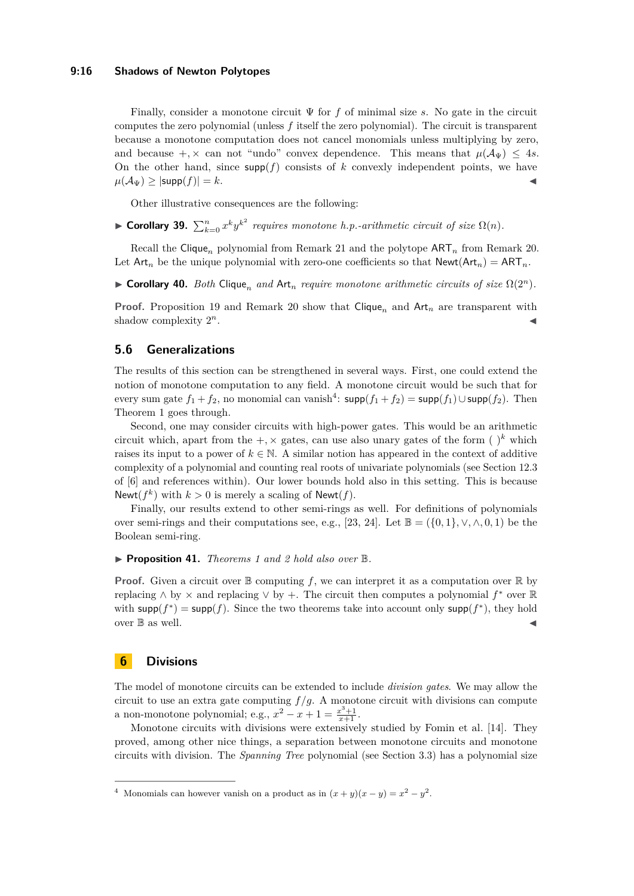Finally, consider a monotone circuit $\Psi$ for $f$ of minimal size $s$. No gate in the circuit computes the zero polynomial (unless $f$ itself the zero polynomial). The circuit is transparent because a monotone computation does not cancel monomials unless multiplying by zero, and because $+, \times$ can not "undo" convex dependence. This means that $\mu(\mathcal{A}_\Psi) \leq 4s$. On the other hand, since $\mathsf{supp}(f)$ consists of $k$ convexly independent points, we have $\mu(\mathcal{A}_\Psi) \geq |\mathsf{supp}(f)| = k$. ◀

Other illustrative consequences are the following:

▶ **Corollary 39.** $\sum_{k=0}^{n} x^k y^{k^2}$ *requires monotone h.p.-arithmetic circuit of size* $\Omega(n)$.

Recall the $\mathsf{Clique}_n$ polynomial from Remark 21 and the polytope $\mathsf{ART}_n$ from Remark 20. Let $\mathsf{Art}_n$ be the unique polynomial with zero-one coefficients so that $\mathsf{Newt}(\mathsf{Art}_n) = \mathsf{ART}_n$.

▶ **Corollary 40.** *Both* $\mathsf{Clique}_n$ *and* $\mathsf{Art}_n$ *require monotone arithmetic circuits of size* $\Omega(2^n)$.

**Proof.** Proposition 19 and Remark 20 show that $\mathsf{Clique}_n$ and $\mathsf{Art}_n$ are transparent with shadow complexity $2^n$. ◀

## 5.6 Generalizations

The results of this section can be strengthened in several ways. First, one could extend the notion of monotone computation to any field. A monotone circuit would be such that for every sum gate $f_1 + f_2$, no monomial can vanish[4]: $\mathsf{supp}(f_1 + f_2) = \mathsf{supp}(f_1) \cup \mathsf{supp}(f_2)$. Then Theorem 1 goes through.

Second, one may consider circuits with high-power gates. This would be an arithmetic circuit which, apart from the $+, \times$ gates, can use also unary gates of the form $(\ )^k$ which raises its input to a power of $k \in \mathbb{N}$. A similar notion has appeared in the context of additive complexity of a polynomial and counting real roots of univariate polynomials (see Section 12.3 of [6] and references within). Our lower bounds hold also in this setting. This is because $\mathsf{Newt}(f^k)$ with $k > 0$ is merely a scaling of $\mathsf{Newt}(f)$.

Finally, our results extend to other semi-rings as well. For definitions of polynomials over semi-rings and their computations see, e.g., [23, 24]. Let $\mathbb{B} = (\{0, 1\}, \vee, \wedge, 0, 1)$ be the Boolean semi-ring.

▶ **Proposition 41.** *Theorems 1 and 2 hold also over* $\mathbb{B}$.

**Proof.** Given a circuit over $\mathbb{B}$ computing $f$, we can interpret it as a computation over $\mathbb{R}$ by replacing $\wedge$ by $\times$ and replacing $\vee$ by $+$. The circuit then computes a polynomial $f^*$ over $\mathbb{R}$ with $\mathsf{supp}(f^*) = \mathsf{supp}(f)$. Since the two theorems take into account only $\mathsf{supp}(f^*)$, they hold over $\mathbb{B}$ as well. ◀

# 6 Divisions

The model of monotone circuits can be extended to include *division gates*. We may allow the circuit to use an extra gate computing $f/g$. A monotone circuit with divisions can compute a non-monotone polynomial; e.g., $x^2 - x + 1 = \frac{x^3+1}{x+1}$.

Monotone circuits with divisions were extensively studied by Fomin et al. [14]. They proved, among other nice things, a separation between monotone circuits and monotone circuits with division. The *Spanning Tree* polynomial (see Section 3.3) has a polynomial size

[4] Monomials can however vanish on a product as in $(x + y)(x - y) = x^2 - y^2$.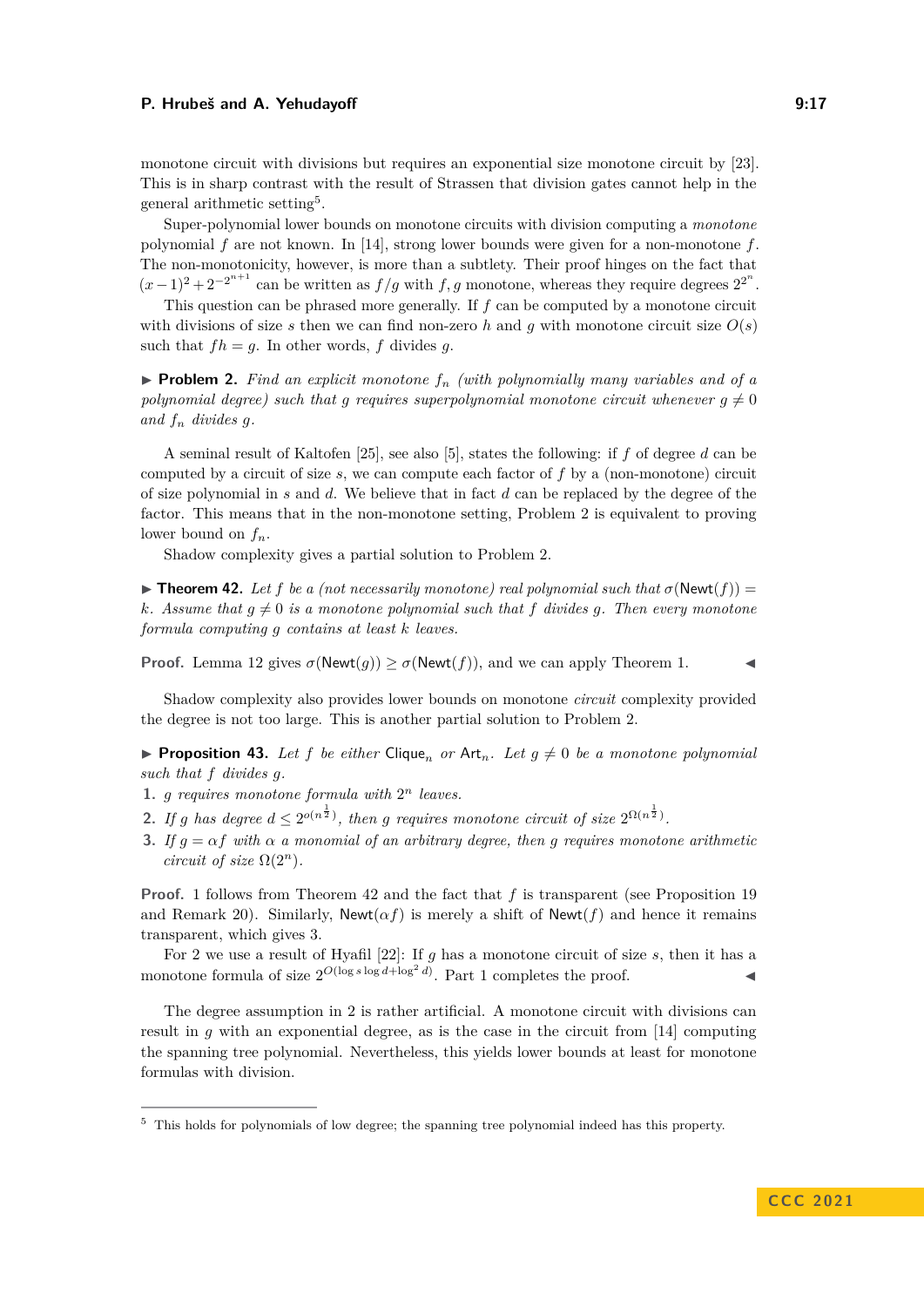monotone circuit with divisions but requires an exponential size monotone circuit by [23]. This is in sharp contrast with the result of Strassen that division gates cannot help in the general arithmetic setting[5].

Super-polynomial lower bounds on monotone circuits with division computing a *monotone* polynomial $f$ are not known. In [14], strong lower bounds were given for a non-monotone $f$. The non-monotonicity, however, is more than a subtlety. Their proof hinges on the fact that $(x-1)^2 + 2^{-2^{n+1}}$ can be written as $f/g$ with $f, g$ monotone, whereas they require degrees $2^{2^n}$.

This question can be phrased more generally. If $f$ can be computed by a monotone circuit with divisions of size $s$ then we can find non-zero $h$ and $g$ with monotone circuit size $O(s)$ such that $fh = g$. In other words, $f$ divides $g$.

▶ **Problem 2.** *Find an explicit monotone $f_n$ (with polynomially many variables and of a polynomial degree) such that $g$ requires superpolynomial monotone circuit whenever $g \neq 0$ and $f_n$ divides $g$.*

A seminal result of Kaltofen [25], see also [5], states the following: if $f$ of degree $d$ can be computed by a circuit of size $s$, we can compute each factor of $f$ by a (non-monotone) circuit of size polynomial in $s$ and $d$. We believe that in fact $d$ can be replaced by the degree of the factor. This means that in the non-monotone setting, Problem 2 is equivalent to proving lower bound on $f_n$.

Shadow complexity gives a partial solution to Problem 2.

▶ **Theorem 42.** *Let $f$ be a (not necessarily monotone) real polynomial such that $\sigma(\mathsf{Newt}(f)) = k$. Assume that $g \neq 0$ is a monotone polynomial such that $f$ divides $g$. Then every monotone formula computing $g$ contains at least $k$ leaves.*

**Proof.** Lemma 12 gives $\sigma(\mathsf{Newt}(g)) \geq \sigma(\mathsf{Newt}(f))$, and we can apply Theorem 1. ◀

Shadow complexity also provides lower bounds on monotone *circuit* complexity provided the degree is not too large. This is another partial solution to Problem 2.

▶ **Proposition 43.** *Let $f$ be either $\mathsf{Clique}_n$ or $\mathsf{Art}_n$. Let $g \neq 0$ be a monotone polynomial such that $f$ divides $g$.*

1. *$g$ requires monotone formula with $2^n$ leaves.*
2. *If $g$ has degree $d \leq 2^{o(n^{\frac{1}{2}})}$, then $g$ requires monotone circuit of size $2^{\Omega(n^{\frac{1}{2}})}$.*
3. *If $g = \alpha f$ with $\alpha$ a monomial of an arbitrary degree, then $g$ requires monotone arithmetic circuit of size $\Omega(2^n)$.*

**Proof.** 1 follows from Theorem 42 and the fact that $f$ is transparent (see Proposition 19 and Remark 20). Similarly, $\mathsf{Newt}(\alpha f)$ is merely a shift of $\mathsf{Newt}(f)$ and hence it remains transparent, which gives 3.

For 2 we use a result of Hyafil [22]: If $g$ has a monotone circuit of size $s$, then it has a monotone formula of size $2^{O(\log s \log d + \log^2 d)}$. Part 1 completes the proof. ◀

The degree assumption in 2 is rather artificial. A monotone circuit with divisions can result in $g$ with an exponential degree, as is the case in the circuit from [14] computing the spanning tree polynomial. Nevertheless, this yields lower bounds at least for monotone formulas with division.

---

[5] This holds for polynomials of low degree; the spanning tree polynomial indeed has this property.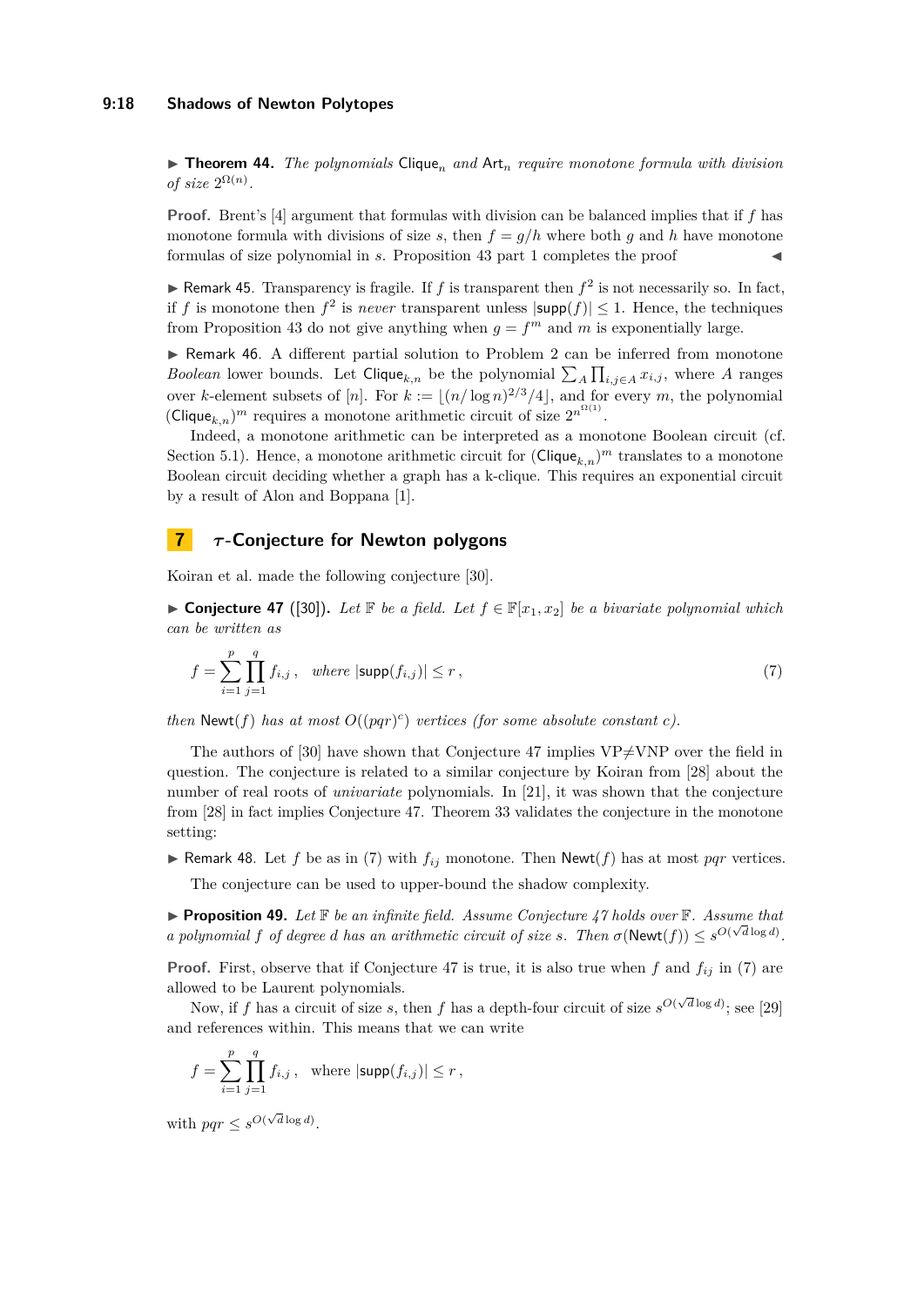▶ **Theorem 44.** *The polynomials* $\mathsf{Clique}_n$ *and* $\mathsf{Art}_n$ *require monotone formula with division of size* $2^{\Omega(n)}$.

**Proof.** Brent's [4] argument that formulas with division can be balanced implies that if $f$ has monotone formula with divisions of size $s$, then $f = g/h$ where both $g$ and $h$ have monotone formulas of size polynomial in $s$. Proposition 43 part 1 completes the proof ◀

▶ Remark 45. Transparency is fragile. If $f$ is transparent then $f^2$ is not necessarily so. In fact, if $f$ is monotone then $f^2$ is *never* transparent unless $|\mathsf{supp}(f)| \leq 1$. Hence, the techniques from Proposition 43 do not give anything when $g = f^m$ and $m$ is exponentially large.

▶ Remark 46. A different partial solution to Problem 2 can be inferred from monotone *Boolean* lower bounds. Let $\mathsf{Clique}_{k,n}$ be the polynomial $\sum_A \prod_{i,j \in A} x_{i,j}$, where $A$ ranges over $k$-element subsets of $[n]$. For $k := \lfloor (n/\log n)^{2/3}/4 \rfloor$, and for every $m$, the polynomial $(\mathsf{Clique}_{k,n})^m$ requires a monotone arithmetic circuit of size $2^{n^{\Omega(1)}}$.

Indeed, a monotone arithmetic can be interpreted as a monotone Boolean circuit (cf. Section 5.1). Hence, a monotone arithmetic circuit for $(\mathsf{Clique}_{k,n})^m$ translates to a monotone Boolean circuit deciding whether a graph has a k-clique. This requires an exponential circuit by a result of Alon and Boppana [1].

## 7 $\tau$-Conjecture for Newton polygons

Koiran et al. made the following conjecture [30].

▶ **Conjecture 47** ([30]). *Let* $\mathbb{F}$ *be a field. Let* $f \in \mathbb{F}[x_1, x_2]$ *be a bivariate polynomial which can be written as*

$$f = \sum_{i=1}^{p} \prod_{j=1}^{q} f_{i,j} \,, \quad \text{where } |\mathsf{supp}(f_{i,j})| \leq r \,, \tag{7}$$

*then* $\mathsf{Newt}(f)$ *has at most* $O((pqr)^c)$ *vertices (for some absolute constant c).*

The authors of [30] have shown that Conjecture 47 implies VP≠VNP over the field in question. The conjecture is related to a similar conjecture by Koiran from [28] about the number of real roots of *univariate* polynomials. In [21], it was shown that the conjecture from [28] in fact implies Conjecture 47. Theorem 33 validates the conjecture in the monotone setting:

▶ Remark 48. Let $f$ be as in (7) with $f_{ij}$ monotone. Then $\mathsf{Newt}(f)$ has at most $pqr$ vertices.

The conjecture can be used to upper-bound the shadow complexity.

▶ **Proposition 49.** *Let* $\mathbb{F}$ *be an infinite field. Assume Conjecture 47 holds over* $\mathbb{F}$. *Assume that a polynomial* $f$ *of degree* $d$ *has an arithmetic circuit of size* $s$. *Then* $\sigma(\mathsf{Newt}(f)) \leq s^{O(\sqrt{d}\log d)}$.

**Proof.** First, observe that if Conjecture 47 is true, it is also true when $f$ and $f_{ij}$ in (7) are allowed to be Laurent polynomials.

Now, if $f$ has a circuit of size $s$, then $f$ has a depth-four circuit of size $s^{O(\sqrt{d}\log d)}$; see [29] and references within. This means that we can write

$$f = \sum_{i=1}^{p} \prod_{j=1}^{q} f_{i,j} \,, \quad \text{where } |\mathsf{supp}(f_{i,j})| \leq r \,,$$

with $pqr \leq s^{O(\sqrt{d}\log d)}$.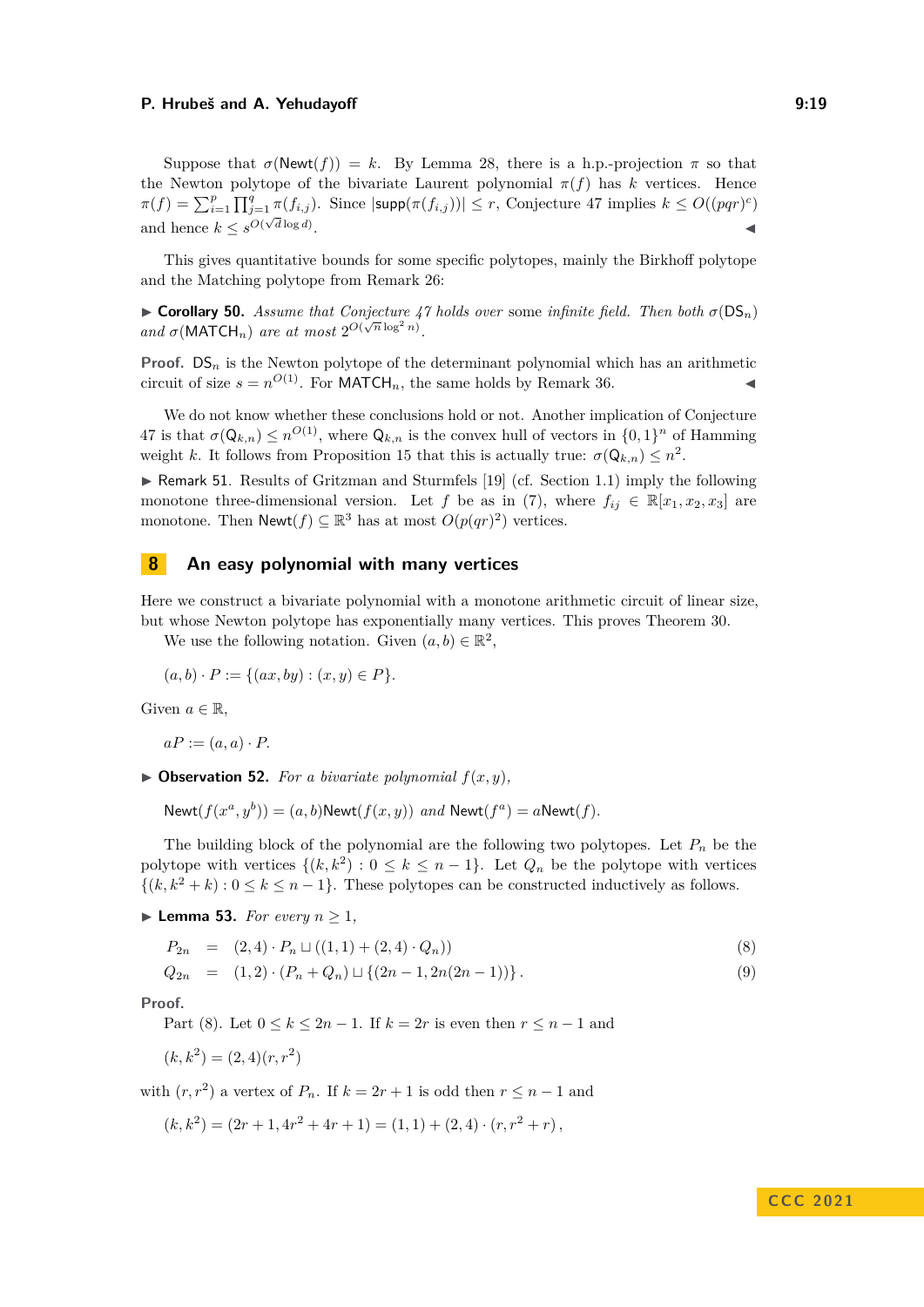Suppose that $\sigma(\mathsf{Newt}(f)) = k$. By Lemma 28, there is a h.p.-projection $\pi$ so that the Newton polytope of the bivariate Laurent polynomial $\pi(f)$ has $k$ vertices. Hence $\pi(f) = \sum_{i=1}^{p} \prod_{j=1}^{q} \pi(f_{i,j})$. Since $|\mathsf{supp}(\pi(f_{i,j}))| \leq r$, Conjecture 47 implies $k \leq O((pqr)^c)$ and hence $k \leq s^{O(\sqrt{d}\log d)}$. ◀

This gives quantitative bounds for some specific polytopes, mainly the Birkhoff polytope and the Matching polytope from Remark 26:

▶ **Corollary 50.** *Assume that Conjecture 47 holds over* some *infinite field. Then both* $\sigma(\mathsf{DS}_n)$ *and* $\sigma(\mathsf{MATCH}_n)$ *are at most* $2^{O(\sqrt{n}\log^2 n)}$.

**Proof.** $\mathsf{DS}_n$ is the Newton polytope of the determinant polynomial which has an arithmetic circuit of size $s = n^{O(1)}$. For $\mathsf{MATCH}_n$, the same holds by Remark 36. ◀

We do not know whether these conclusions hold or not. Another implication of Conjecture 47 is that $\sigma(\mathsf{Q}_{k,n}) \leq n^{O(1)}$, where $\mathsf{Q}_{k,n}$ is the convex hull of vectors in $\{0,1\}^n$ of Hamming weight $k$. It follows from Proposition 15 that this is actually true: $\sigma(\mathsf{Q}_{k,n}) \leq n^2$.

▶ Remark 51. Results of Gritzman and Sturmfels [19] (cf. Section 1.1) imply the following monotone three-dimensional version. Let $f$ be as in (7), where $f_{ij} \in \mathbb{R}[x_1, x_2, x_3]$ are monotone. Then $\mathsf{Newt}(f) \subseteq \mathbb{R}^3$ has at most $O(p(qr)^2)$ vertices.

## 8 An easy polynomial with many vertices

Here we construct a bivariate polynomial with a monotone arithmetic circuit of linear size, but whose Newton polytope has exponentially many vertices. This proves Theorem 30.

We use the following notation. Given $(a, b) \in \mathbb{R}^2$,

$$(a, b) \cdot P := \{(ax, by) : (x, y) \in P\}.$$

Given $a \in \mathbb{R}$,

$$aP := (a, a) \cdot P.$$

▶ **Observation 52.** *For a bivariate polynomial* $f(x, y)$,

$$\mathsf{Newt}(f(x^a, y^b)) = (a, b)\mathsf{Newt}(f(x, y)) \text{ and } \mathsf{Newt}(f^a) = a\mathsf{Newt}(f).$$

The building block of the polynomial are the following two polytopes. Let $P_n$ be the polytope with vertices $\{(k, k^2) : 0 \leq k \leq n-1\}$. Let $Q_n$ be the polytope with vertices $\{(k, k^2 + k) : 0 \leq k \leq n-1\}$. These polytopes can be constructed inductively as follows.

▶ **Lemma 53.** *For every* $n \geq 1$,

$$P_{2n} = (2,4) \cdot P_n \sqcup ((1,1) + (2,4) \cdot Q_n)) \tag{8}$$

$$Q_{2n} = (1,2) \cdot (P_n + Q_n) \sqcup \{(2n-1, 2n(2n-1))\}. \tag{9}$$

**Proof.**

Part (8). Let $0 \leq k \leq 2n-1$. If $k = 2r$ is even then $r \leq n-1$ and

$$(k, k^2) = (2, 4)(r, r^2)$$

with $(r, r^2)$ a vertex of $P_n$. If $k = 2r+1$ is odd then $r \leq n-1$ and

$$(k, k^2) = (2r+1, 4r^2 + 4r + 1) = (1, 1) + (2, 4) \cdot (r, r^2 + r),$$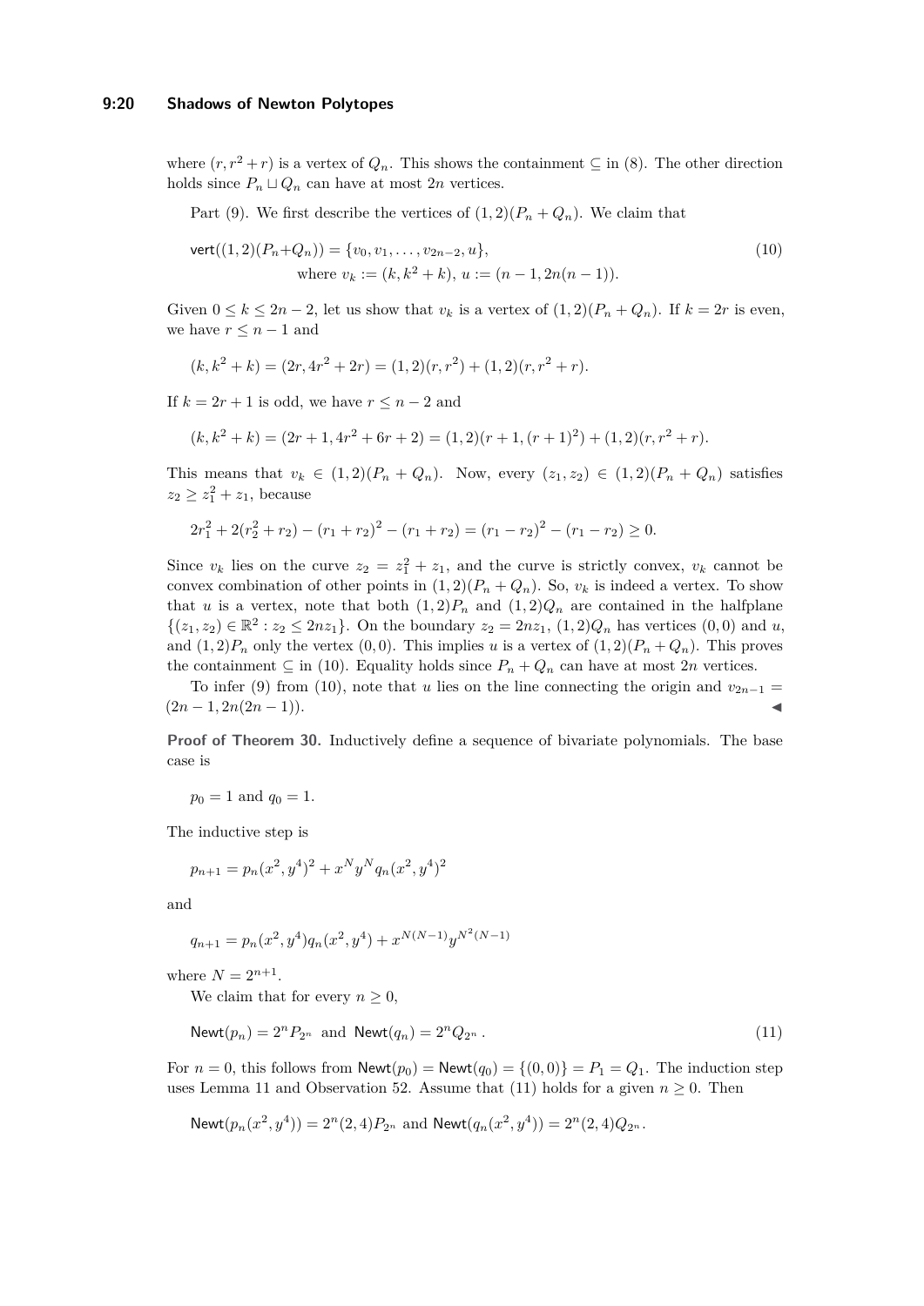where $(r, r^2+r)$ is a vertex of $Q_n$. This shows the containment $\subseteq$ in (8). The other direction holds since $P_n \sqcup Q_n$ can have at most $2n$ vertices.

Part (9). We first describe the vertices of $(1,2)(P_n + Q_n)$. We claim that

$$\mathsf{vert}((1,2)(P_n+Q_n)) = \{v_0, v_1, \ldots, v_{2n-2}, u\}, \qquad \text{where } v_k := (k, k^2+k),\ u := (n-1, 2n(n-1)). \tag{10}$$

Given $0 \le k \le 2n-2$, let us show that $v_k$ is a vertex of $(1,2)(P_n + Q_n)$. If $k = 2r$ is even, we have $r \le n-1$ and

$$(k, k^2+k) = (2r, 4r^2+2r) = (1,2)(r, r^2) + (1,2)(r, r^2+r).$$

If $k = 2r+1$ is odd, we have $r \le n-2$ and

$$(k, k^2+k) = (2r+1, 4r^2+6r+2) = (1,2)(r+1, (r+1)^2) + (1,2)(r, r^2+r).$$

This means that $v_k \in (1,2)(P_n + Q_n)$. Now, every $(z_1, z_2) \in (1,2)(P_n + Q_n)$ satisfies $z_2 \ge z_1^2 + z_1$, because

$$2r_1^2 + 2(r_2^2 + r_2) - (r_1+r_2)^2 - (r_1+r_2) = (r_1 - r_2)^2 - (r_1 - r_2) \ge 0.$$

Since $v_k$ lies on the curve $z_2 = z_1^2 + z_1$, and the curve is strictly convex, $v_k$ cannot be convex combination of other points in $(1,2)(P_n + Q_n)$. So, $v_k$ is indeed a vertex. To show that $u$ is a vertex, note that both $(1,2)P_n$ and $(1,2)Q_n$ are contained in the halfplane $\{(z_1, z_2) \in \mathbb{R}^2 : z_2 \le 2nz_1\}$. On the boundary $z_2 = 2nz_1$, $(1,2)Q_n$ has vertices $(0,0)$ and $u$, and $(1,2)P_n$ only the vertex $(0,0)$. This implies $u$ is a vertex of $(1,2)(P_n + Q_n)$. This proves the containment $\subseteq$ in (10). Equality holds since $P_n + Q_n$ can have at most $2n$ vertices.

To infer (9) from (10), note that $u$ lies on the line connecting the origin and $v_{2n-1} = (2n-1, 2n(2n-1))$. ◀

**Proof of Theorem 30.** Inductively define a sequence of bivariate polynomials. The base case is

$$p_0 = 1 \text{ and } q_0 = 1.$$

The inductive step is

$$p_{n+1} = p_n(x^2, y^4)^2 + x^N y^N q_n(x^2, y^4)^2$$

and

$$q_{n+1} = p_n(x^2, y^4) q_n(x^2, y^4) + x^{N(N-1)} y^{N^2(N-1)}$$

where $N = 2^{n+1}$.

We claim that for every $n \ge 0$,

$$\mathsf{Newt}(p_n) = 2^n P_{2^n} \text{ and } \mathsf{Newt}(q_n) = 2^n Q_{2^n}. \tag{11}$$

For $n = 0$, this follows from $\mathsf{Newt}(p_0) = \mathsf{Newt}(q_0) = \{(0,0)\} = P_1 = Q_1$. The induction step uses Lemma 11 and Observation 52. Assume that (11) holds for a given $n \ge 0$. Then

$$\mathsf{Newt}(p_n(x^2, y^4)) = 2^n(2,4)P_{2^n} \text{ and } \mathsf{Newt}(q_n(x^2, y^4)) = 2^n(2,4)Q_{2^n}.$$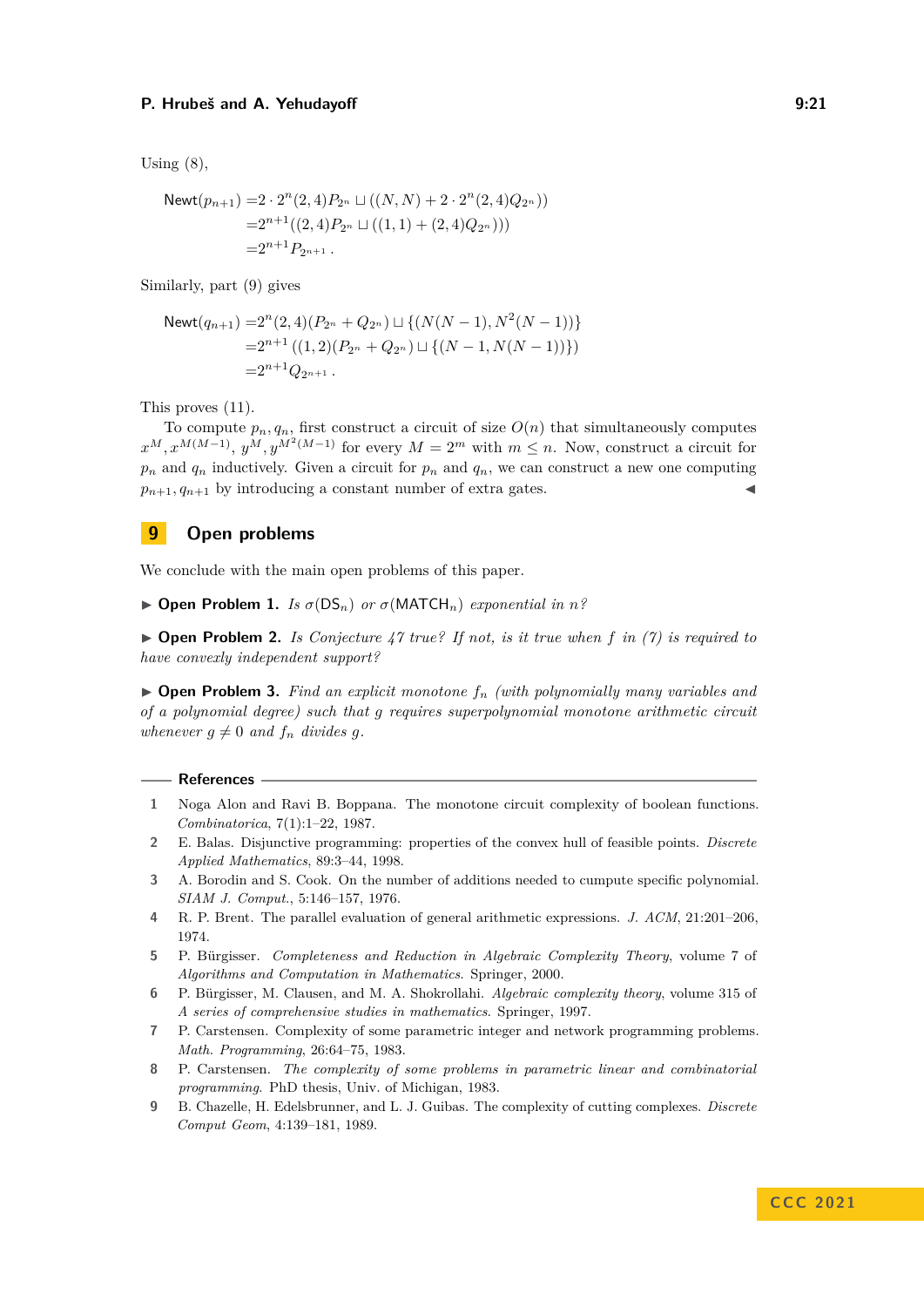Using (8),

$$\begin{aligned}
\mathsf{Newt}(p_{n+1}) =& 2 \cdot 2^n(2,4)P_{2^n} \sqcup ((N,N) + 2 \cdot 2^n(2,4)Q_{2^n})) \\
=& 2^{n+1}((2,4)P_{2^n} \sqcup ((1,1) + (2,4)Q_{2^n}))) \\
=& 2^{n+1}P_{2^{n+1}} \,.
\end{aligned}$$

Similarly, part (9) gives

$$\begin{aligned}
\mathsf{Newt}(q_{n+1}) =& 2^n(2,4)(P_{2^n} + Q_{2^n}) \sqcup \{(N(N-1), N^2(N-1))\} \\
=& 2^{n+1}\left((1,2)(P_{2^n} + Q_{2^n}) \sqcup \{(N-1, N(N-1))\}\right) \\
=& 2^{n+1}Q_{2^{n+1}} \,.
\end{aligned}$$

This proves (11).

To compute $p_n, q_n$, first construct a circuit of size $O(n)$ that simultaneously computes $x^M, x^{M(M-1)}, y^M, y^{M^2(M-1)}$ for every $M = 2^m$ with $m \leq n$. Now, construct a circuit for $p_n$ and $q_n$ inductively. Given a circuit for $p_n$ and $q_n$, we can construct a new one computing $p_{n+1}, q_{n+1}$ by introducing a constant number of extra gates. ◀

## 9 Open problems

We conclude with the main open problems of this paper.

▶ **Open Problem 1.** *Is $\sigma(\mathsf{DS}_n)$ or $\sigma(\mathsf{MATCH}_n)$ exponential in $n$?*

▶ **Open Problem 2.** *Is Conjecture 47 true? If not, is it true when $f$ in (7) is required to have convexly independent support?*

▶ **Open Problem 3.** *Find an explicit monotone $f_n$ (with polynomially many variables and of a polynomial degree) such that $g$ requires superpolynomial monotone arithmetic circuit whenever $g \neq 0$ and $f_n$ divides $g$.*

## References

1. Noga Alon and Ravi B. Boppana. The monotone circuit complexity of boolean functions. *Combinatorica*, 7(1):1–22, 1987.
2. E. Balas. Disjunctive programming: properties of the convex hull of feasible points. *Discrete Applied Mathematics*, 89:3–44, 1998.
3. A. Borodin and S. Cook. On the number of additions needed to cumpute specific polynomial. *SIAM J. Comput.*, 5:146–157, 1976.
4. R. P. Brent. The parallel evaluation of general arithmetic expressions. *J. ACM*, 21:201–206, 1974.
5. P. Bürgisser. *Completeness and Reduction in Algebraic Complexity Theory*, volume 7 of *Algorithms and Computation in Mathematics*. Springer, 2000.
6. P. Bürgisser, M. Clausen, and M. A. Shokrollahi. *Algebraic complexity theory*, volume 315 of *A series of comprehensive studies in mathematics*. Springer, 1997.
7. P. Carstensen. Complexity of some parametric integer and network programming problems. *Math. Programming*, 26:64–75, 1983.
8. P. Carstensen. *The complexity of some problems in parametric linear and combinatorial programming*. PhD thesis, Univ. of Michigan, 1983.
9. B. Chazelle, H. Edelsbrunner, and L. J. Guibas. The complexity of cutting complexes. *Discrete Comput Geom*, 4:139–181, 1989.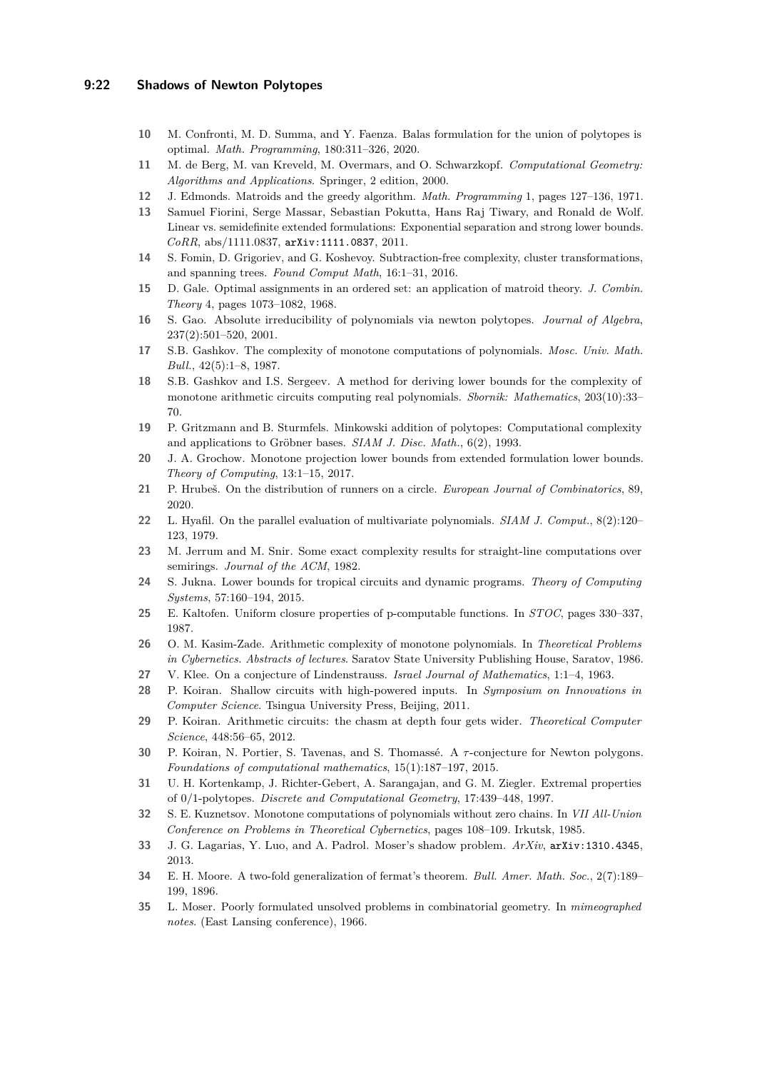10 M. Confronti, M. D. Summa, and Y. Faenza. Balas formulation for the union of polytopes is optimal. *Math. Programming*, 180:311–326, 2020.

11 M. de Berg, M. van Kreveld, M. Overmars, and O. Schwarzkopf. *Computational Geometry: Algorithms and Applications*. Springer, 2 edition, 2000.

12 J. Edmonds. Matroids and the greedy algorithm. *Math. Programming* 1, pages 127–136, 1971.

13 Samuel Fiorini, Serge Massar, Sebastian Pokutta, Hans Raj Tiwary, and Ronald de Wolf. Linear vs. semidefinite extended formulations: Exponential separation and strong lower bounds. *CoRR*, abs/1111.0837, arXiv:1111.0837, 2011.

14 S. Fomin, D. Grigoriev, and G. Koshevoy. Subtraction-free complexity, cluster transformations, and spanning trees. *Found Comput Math*, 16:1–31, 2016.

15 D. Gale. Optimal assignments in an ordered set: an application of matroid theory. *J. Combin. Theory* 4, pages 1073–1082, 1968.

16 S. Gao. Absolute irreducibility of polynomials via newton polytopes. *Journal of Algebra*, 237(2):501–520, 2001.

17 S.B. Gashkov. The complexity of monotone computations of polynomials. *Mosc. Univ. Math. Bull.*, 42(5):1–8, 1987.

18 S.B. Gashkov and I.S. Sergeev. A method for deriving lower bounds for the complexity of monotone arithmetic circuits computing real polynomials. *Sbornik: Mathematics*, 203(10):33–70.

19 P. Gritzmann and B. Sturmfels. Minkowski addition of polytopes: Computational complexity and applications to Gröbner bases. *SIAM J. Disc. Math.*, 6(2), 1993.

20 J. A. Grochow. Monotone projection lower bounds from extended formulation lower bounds. *Theory of Computing*, 13:1–15, 2017.

21 P. Hrubeš. On the distribution of runners on a circle. *European Journal of Combinatorics*, 89, 2020.

22 L. Hyafil. On the parallel evaluation of multivariate polynomials. *SIAM J. Comput.*, 8(2):120–123, 1979.

23 M. Jerrum and M. Snir. Some exact complexity results for straight-line computations over semirings. *Journal of the ACM*, 1982.

24 S. Jukna. Lower bounds for tropical circuits and dynamic programs. *Theory of Computing Systems*, 57:160–194, 2015.

25 E. Kaltofen. Uniform closure properties of p-computable functions. In *STOC*, pages 330–337, 1987.

26 O. M. Kasim-Zade. Arithmetic complexity of monotone polynomials. In *Theoretical Problems in Cybernetics. Abstracts of lectures*. Saratov State University Publishing House, Saratov, 1986.

27 V. Klee. On a conjecture of Lindenstrauss. *Israel Journal of Mathematics*, 1:1–4, 1963.

28 P. Koiran. Shallow circuits with high-powered inputs. In *Symposium on Innovations in Computer Science*. Tsingua University Press, Beijing, 2011.

29 P. Koiran. Arithmetic circuits: the chasm at depth four gets wider. *Theoretical Computer Science*, 448:56–65, 2012.

30 P. Koiran, N. Portier, S. Tavenas, and S. Thomassé. A $\tau$-conjecture for Newton polygons. *Foundations of computational mathematics*, 15(1):187–197, 2015.

31 U. H. Kortenkamp, J. Richter-Gebert, A. Sarangajan, and G. M. Ziegler. Extremal properties of 0/1-polytopes. *Discrete and Computational Geometry*, 17:439–448, 1997.

32 S. E. Kuznetsov. Monotone computations of polynomials without zero chains. In *VII All-Union Conference on Problems in Theoretical Cybernetics*, pages 108–109. Irkutsk, 1985.

33 J. G. Lagarias, Y. Luo, and A. Padrol. Moser's shadow problem. *ArXiv*, arXiv:1310.4345, 2013.

34 E. H. Moore. A two-fold generalization of fermat's theorem. *Bull. Amer. Math. Soc.*, 2(7):189–199, 1896.

35 L. Moser. Poorly formulated unsolved problems in combinatorial geometry. In *mimeographed notes*. (East Lansing conference), 1966.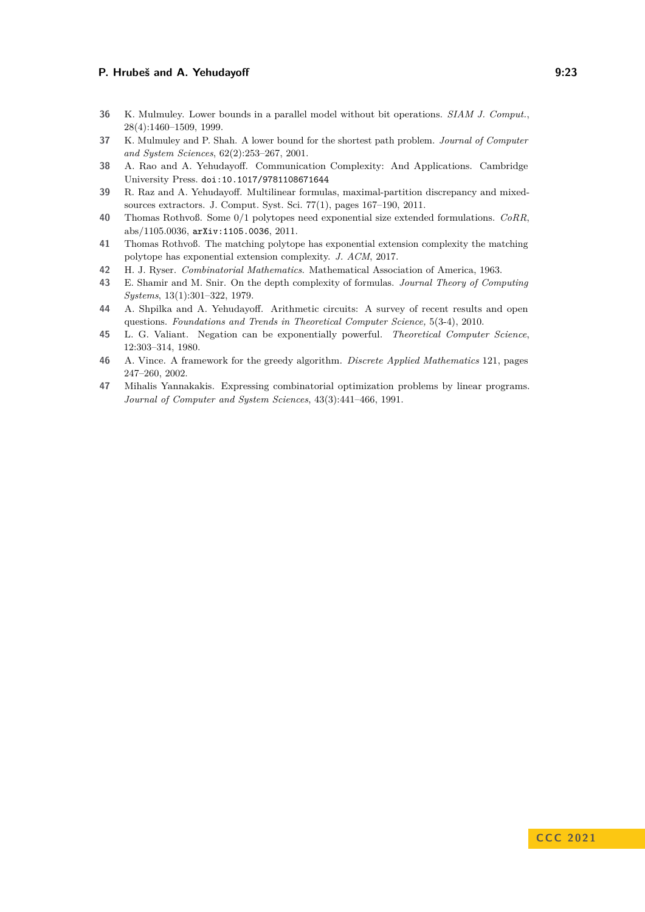36 K. Mulmuley. Lower bounds in a parallel model without bit operations. *SIAM J. Comput.*, 28(4):1460–1509, 1999.

37 K. Mulmuley and P. Shah. A lower bound for the shortest path problem. *Journal of Computer and System Sciences*, 62(2):253–267, 2001.

38 A. Rao and A. Yehudayoff. Communication Complexity: And Applications. Cambridge University Press. doi:10.1017/9781108671644

39 R. Raz and A. Yehudayoff. Multilinear formulas, maximal-partition discrepancy and mixed-sources extractors. J. Comput. Syst. Sci. 77(1), pages 167–190, 2011.

40 Thomas Rothvoß. Some 0/1 polytopes need exponential size extended formulations. *CoRR*, abs/1105.0036, arXiv:1105.0036, 2011.

41 Thomas Rothvoß. The matching polytope has exponential extension complexity the matching polytope has exponential extension complexity. *J. ACM*, 2017.

42 H. J. Ryser. *Combinatorial Mathematics*. Mathematical Association of America, 1963.

43 E. Shamir and M. Snir. On the depth complexity of formulas. *Journal Theory of Computing Systems*, 13(1):301–322, 1979.

44 A. Shpilka and A. Yehudayoff. Arithmetic circuits: A survey of recent results and open questions. *Foundations and Trends in Theoretical Computer Science,* 5(3-4), 2010.

45 L. G. Valiant. Negation can be exponentially powerful. *Theoretical Computer Science*, 12:303–314, 1980.

46 A. Vince. A framework for the greedy algorithm. *Discrete Applied Mathematics* 121, pages 247–260, 2002.

47 Mihalis Yannakakis. Expressing combinatorial optimization problems by linear programs. *Journal of Computer and System Sciences*, 43(3):441–466, 1991.